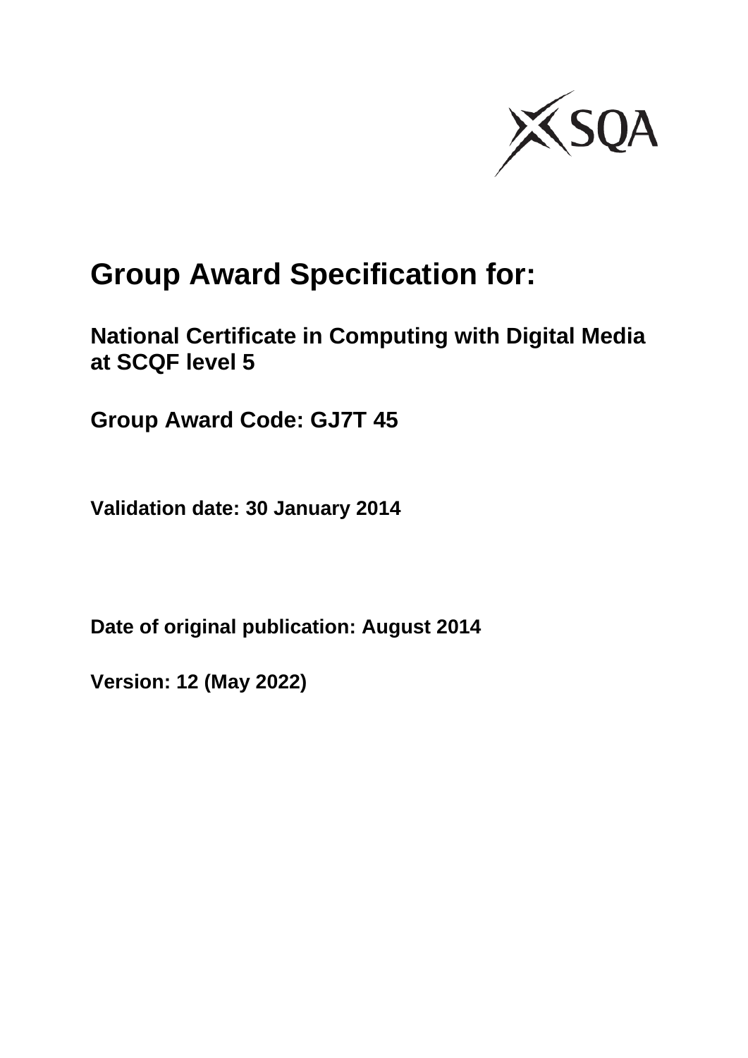# Group Award Specification for:

## National Certificate in Computing with Digital Media at SCQF level 5

## Group Award Code: GJ7T 45

**Validation date: 30 January 2014**

**Date of original publication: August 2014**

**Version: 12 (May 2022)**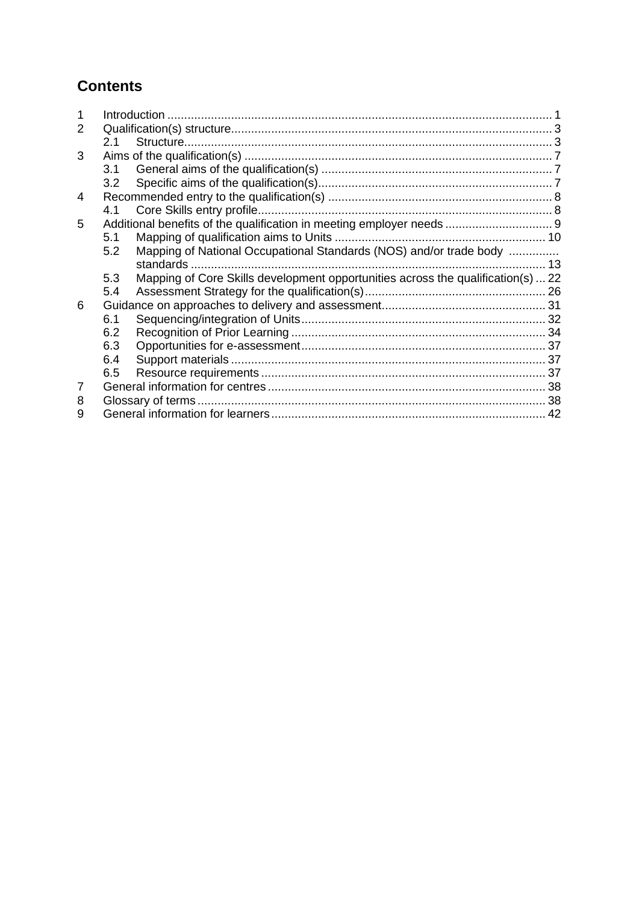## Contents

1 Introduction ... 1
2 Qualification(s) structure ... 3
  2.1 Structure ... 3
3 Aims of the qualification(s) ... 7
  3.1 General aims of the qualification(s) ... 7
  3.2 Specific aims of the qualification(s) ... 7
4 Recommended entry to the qualification(s) ... 8
  4.1 Core Skills entry profile ... 8
5 Additional benefits of the qualification in meeting employer needs ... 9
  5.1 Mapping of qualification aims to Units ... 10
  5.2 Mapping of National Occupational Standards (NOS) and/or trade body standards ... 13
  5.3 Mapping of Core Skills development opportunities across the qualification(s) ... 22
  5.4 Assessment Strategy for the qualification(s) ... 26
6 Guidance on approaches to delivery and assessment ... 31
  6.1 Sequencing/integration of Units ... 32
  6.2 Recognition of Prior Learning ... 34
  6.3 Opportunities for e-assessment ... 37
  6.4 Support materials ... 37
  6.5 Resource requirements ... 37
7 General information for centres ... 38
8 Glossary of terms ... 38
9 General information for learners ... 42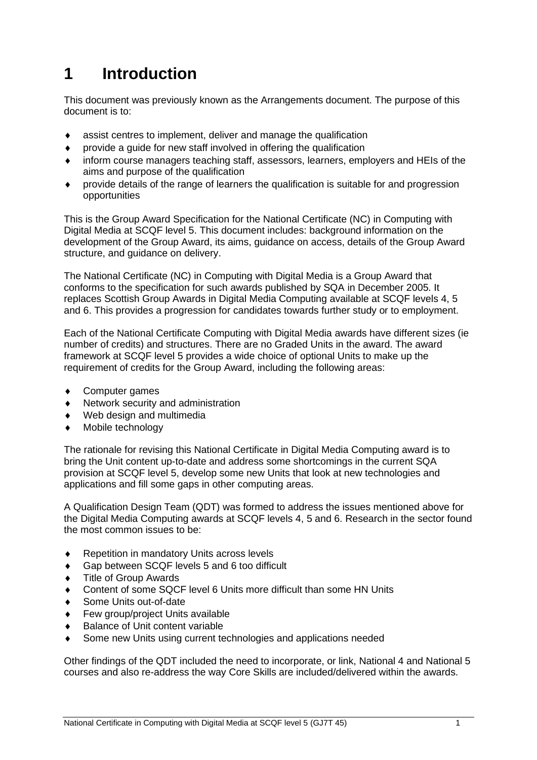# 1 Introduction

This document was previously known as the Arrangements document. The purpose of this document is to:

- assist centres to implement, deliver and manage the qualification
- provide a guide for new staff involved in offering the qualification
- inform course managers teaching staff, assessors, learners, employers and HEIs of the aims and purpose of the qualification
- provide details of the range of learners the qualification is suitable for and progression opportunities

This is the Group Award Specification for the National Certificate (NC) in Computing with Digital Media at SCQF level 5. This document includes: background information on the development of the Group Award, its aims, guidance on access, details of the Group Award structure, and guidance on delivery.

The National Certificate (NC) in Computing with Digital Media is a Group Award that conforms to the specification for such awards published by SQA in December 2005. It replaces Scottish Group Awards in Digital Media Computing available at SCQF levels 4, 5 and 6. This provides a progression for candidates towards further study or to employment.

Each of the National Certificate Computing with Digital Media awards have different sizes (ie number of credits) and structures. There are no Graded Units in the award. The award framework at SCQF level 5 provides a wide choice of optional Units to make up the requirement of credits for the Group Award, including the following areas:

- Computer games
- Network security and administration
- Web design and multimedia
- Mobile technology

The rationale for revising this National Certificate in Digital Media Computing award is to bring the Unit content up-to-date and address some shortcomings in the current SQA provision at SCQF level 5, develop some new Units that look at new technologies and applications and fill some gaps in other computing areas.

A Qualification Design Team (QDT) was formed to address the issues mentioned above for the Digital Media Computing awards at SCQF levels 4, 5 and 6. Research in the sector found the most common issues to be:

- Repetition in mandatory Units across levels
- Gap between SCQF levels 5 and 6 too difficult
- Title of Group Awards
- Content of some SQCF level 6 Units more difficult than some HN Units
- Some Units out-of-date
- Few group/project Units available
- Balance of Unit content variable
- Some new Units using current technologies and applications needed

Other findings of the QDT included the need to incorporate, or link, National 4 and National 5 courses and also re-address the way Core Skills are included/delivered within the awards.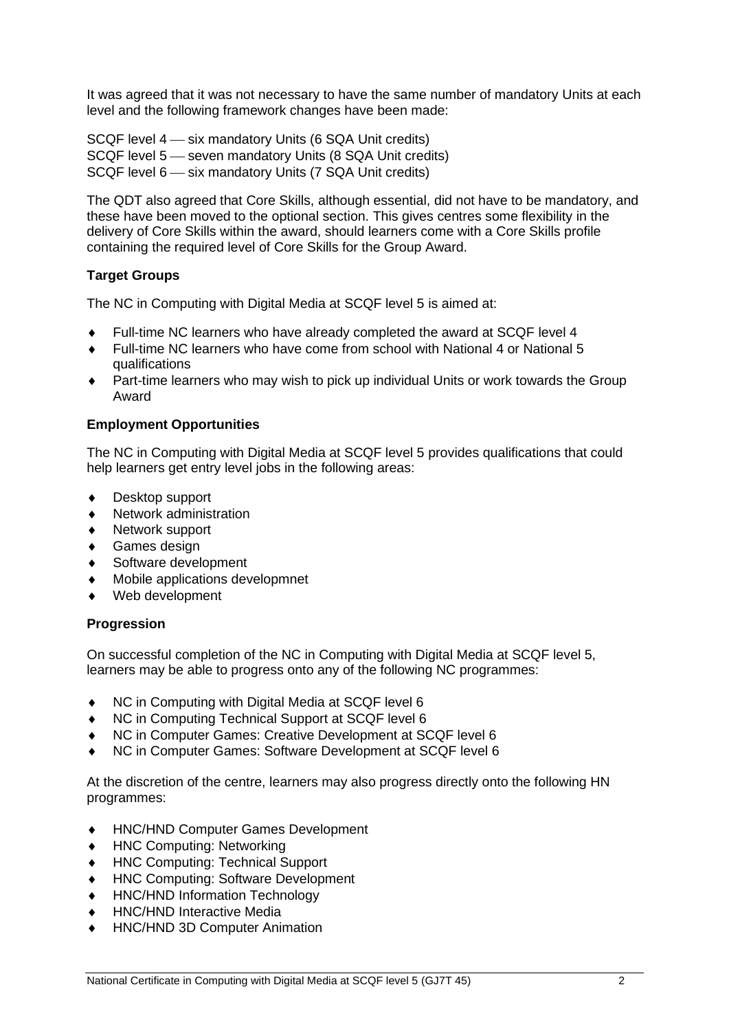It was agreed that it was not necessary to have the same number of mandatory Units at each level and the following framework changes have been made:

SCQF level 4 — six mandatory Units (6 SQA Unit credits)
SCQF level 5 — seven mandatory Units (8 SQA Unit credits)
SCQF level 6 — six mandatory Units (7 SQA Unit credits)

The QDT also agreed that Core Skills, although essential, did not have to be mandatory, and these have been moved to the optional section. This gives centres some flexibility in the delivery of Core Skills within the award, should learners come with a Core Skills profile containing the required level of Core Skills for the Group Award.

**Target Groups**

The NC in Computing with Digital Media at SCQF level 5 is aimed at:

- Full-time NC learners who have already completed the award at SCQF level 4
- Full-time NC learners who have come from school with National 4 or National 5 qualifications
- Part-time learners who may wish to pick up individual Units or work towards the Group Award

**Employment Opportunities**

The NC in Computing with Digital Media at SCQF level 5 provides qualifications that could help learners get entry level jobs in the following areas:

- Desktop support
- Network administration
- Network support
- Games design
- Software development
- Mobile applications developmnet
- Web development

**Progression**

On successful completion of the NC in Computing with Digital Media at SCQF level 5, learners may be able to progress onto any of the following NC programmes:

- NC in Computing with Digital Media at SCQF level 6
- NC in Computing Technical Support at SCQF level 6
- NC in Computer Games: Creative Development at SCQF level 6
- NC in Computer Games: Software Development at SCQF level 6

At the discretion of the centre, learners may also progress directly onto the following HN programmes:

- HNC/HND Computer Games Development
- HNC Computing: Networking
- HNC Computing: Technical Support
- HNC Computing: Software Development
- HNC/HND Information Technology
- HNC/HND Interactive Media
- HNC/HND 3D Computer Animation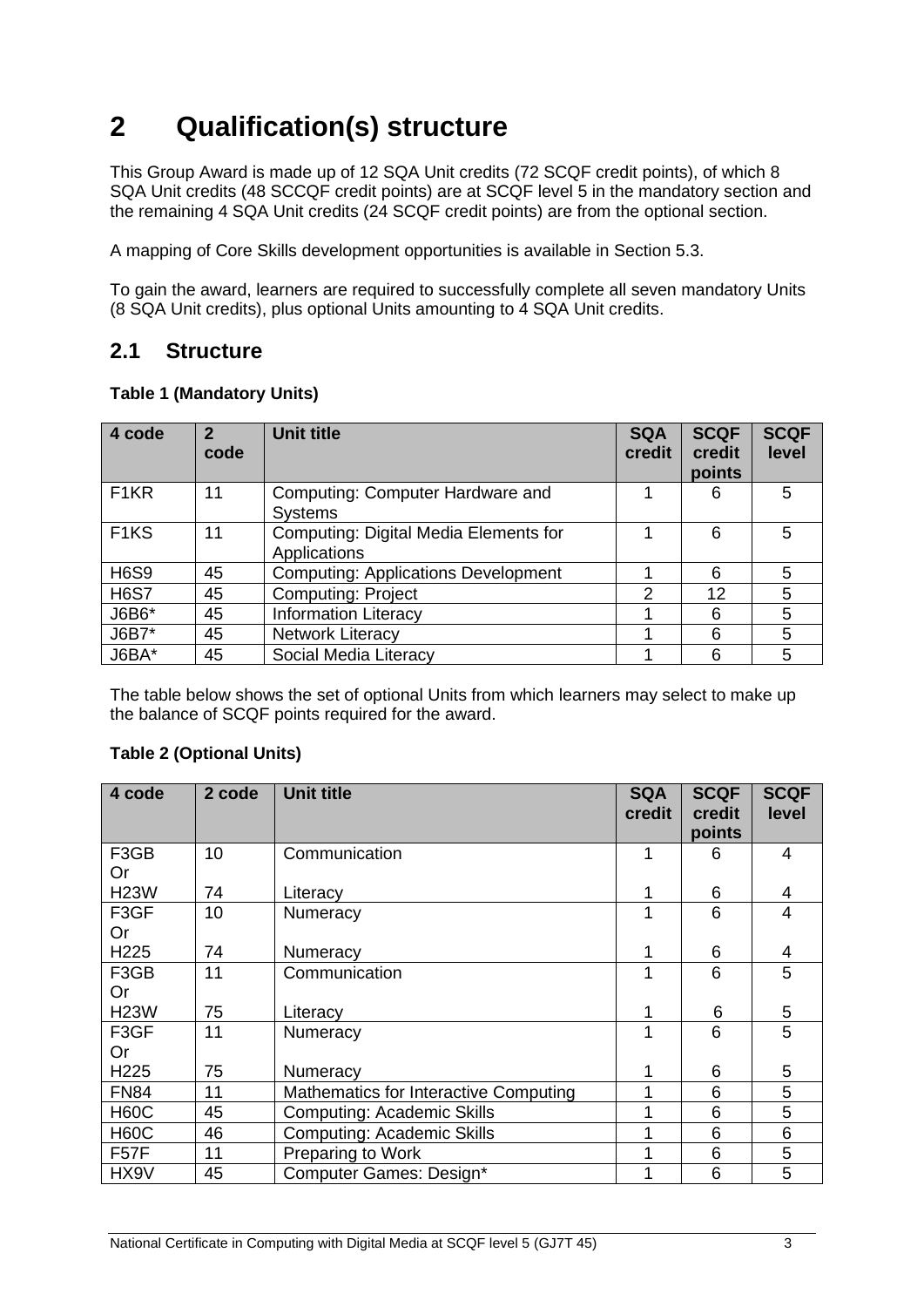# 2 Qualification(s) structure

This Group Award is made up of 12 SQA Unit credits (72 SCQF credit points), of which 8 SQA Unit credits (48 SCCQF credit points) are at SCQF level 5 in the mandatory section and the remaining 4 SQA Unit credits (24 SCQF credit points) are from the optional section.

A mapping of Core Skills development opportunities is available in Section 5.3.

To gain the award, learners are required to successfully complete all seven mandatory Units (8 SQA Unit credits), plus optional Units amounting to 4 SQA Unit credits.

## 2.1 Structure

**Table 1 (Mandatory Units)**

| 4 code | 2 code | Unit title | SQA credit | SCQF credit points | SCQF level |
|---|---|---|---|---|---|
| F1KR | 11 | Computing: Computer Hardware and Systems | 1 | 6 | 5 |
| F1KS | 11 | Computing: Digital Media Elements for Applications | 1 | 6 | 5 |
| H6S9 | 45 | Computing: Applications Development | 1 | 6 | 5 |
| H6S7 | 45 | Computing: Project | 2 | 12 | 5 |
| J6B6* | 45 | Information Literacy | 1 | 6 | 5 |
| J6B7* | 45 | Network Literacy | 1 | 6 | 5 |
| J6BA* | 45 | Social Media Literacy | 1 | 6 | 5 |

The table below shows the set of optional Units from which learners may select to make up the balance of SCQF points required for the award.

**Table 2 (Optional Units)**

| 4 code | 2 code | Unit title | SQA credit | SCQF credit points | SCQF level |
|---|---|---|---|---|---|
| F3GB Or H23W | 10<br>74 | Communication<br>Literacy | 1<br>1 | 6<br>6 | 4<br>4 |
| F3GF Or H225 | 10<br>74 | Numeracy<br>Numeracy | 1<br>1 | 6<br>6 | 4<br>4 |
| F3GB Or H23W | 11<br>75 | Communication<br>Literacy | 1<br>1 | 6<br>6 | 5<br>5 |
| F3GF Or H225 | 11<br>75 | Numeracy<br>Numeracy | 1<br>1 | 6<br>6 | 5<br>5 |
| FN84 | 11 | Mathematics for Interactive Computing | 1 | 6 | 5 |
| H60C | 45 | Computing: Academic Skills | 1 | 6 | 5 |
| H60C | 46 | Computing: Academic Skills | 1 | 6 | 6 |
| F57F | 11 | Preparing to Work | 1 | 6 | 5 |
| HX9V | 45 | Computer Games: Design* | 1 | 6 | 5 |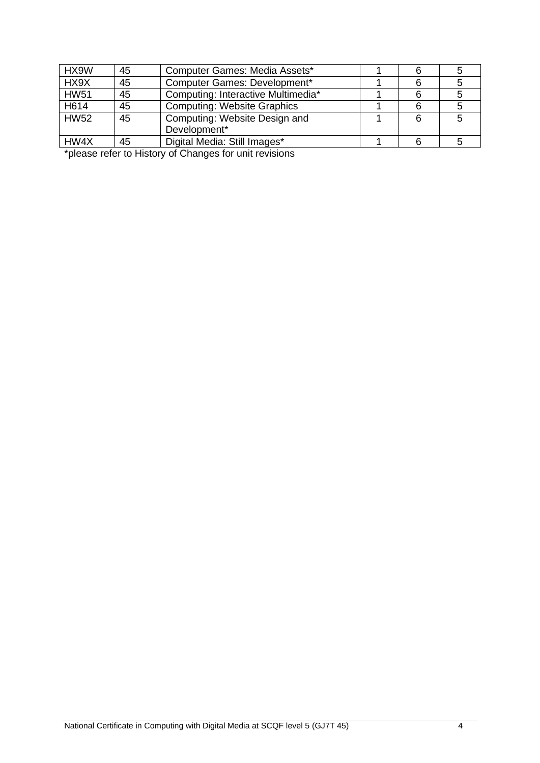| HX9W | 45 | Computer Games: Media Assets* | 1 | 6 | 5 |
|---|---|---|---|---|---|
| HX9X | 45 | Computer Games: Development* | 1 | 6 | 5 |
| HW51 | 45 | Computing: Interactive Multimedia* | 1 | 6 | 5 |
| H614 | 45 | Computing: Website Graphics | 1 | 6 | 5 |
| HW52 | 45 | Computing: Website Design and Development* | 1 | 6 | 5 |
| HW4X | 45 | Digital Media: Still Images* | 1 | 6 | 5 |

*please refer to History of Changes for unit revisions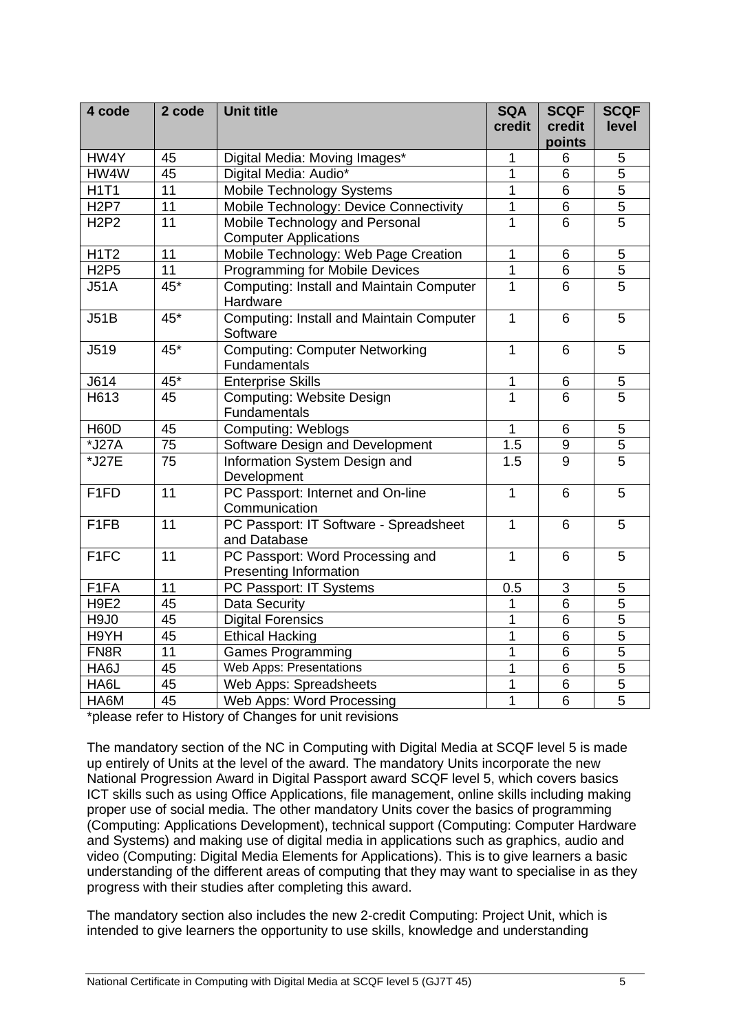| 4 code | 2 code | Unit title | SQA credit | SCQF credit points | SCQF level |
|---|---|---|---|---|---|
| HW4Y | 45 | Digital Media: Moving Images* | 1 | 6 | 5 |
| HW4W | 45 | Digital Media: Audio* | 1 | 6 | 5 |
| H1T1 | 11 | Mobile Technology Systems | 1 | 6 | 5 |
| H2P7 | 11 | Mobile Technology: Device Connectivity | 1 | 6 | 5 |
| H2P2 | 11 | Mobile Technology and Personal Computer Applications | 1 | 6 | 5 |
| H1T2 | 11 | Mobile Technology: Web Page Creation | 1 | 6 | 5 |
| H2P5 | 11 | Programming for Mobile Devices | 1 | 6 | 5 |
| J51A | 45* | Computing: Install and Maintain Computer Hardware | 1 | 6 | 5 |
| J51B | 45* | Computing: Install and Maintain Computer Software | 1 | 6 | 5 |
| J519 | 45* | Computing: Computer Networking Fundamentals | 1 | 6 | 5 |
| J614 | 45* | Enterprise Skills | 1 | 6 | 5 |
| H613 | 45 | Computing: Website Design Fundamentals | 1 | 6 | 5 |
| H60D | 45 | Computing: Weblogs | 1 | 6 | 5 |
| *J27A | 75 | Software Design and Development | 1.5 | 9 | 5 |
| *J27E | 75 | Information System Design and Development | 1.5 | 9 | 5 |
| F1FD | 11 | PC Passport: Internet and On-line Communication | 1 | 6 | 5 |
| F1FB | 11 | PC Passport: IT Software - Spreadsheet and Database | 1 | 6 | 5 |
| F1FC | 11 | PC Passport: Word Processing and Presenting Information | 1 | 6 | 5 |
| F1FA | 11 | PC Passport: IT Systems | 0.5 | 3 | 5 |
| H9E2 | 45 | Data Security | 1 | 6 | 5 |
| H9J0 | 45 | Digital Forensics | 1 | 6 | 5 |
| H9YH | 45 | Ethical Hacking | 1 | 6 | 5 |
| FN8R | 11 | Games Programming | 1 | 6 | 5 |
| HA6J | 45 | Web Apps: Presentations | 1 | 6 | 5 |
| HA6L | 45 | Web Apps: Spreadsheets | 1 | 6 | 5 |
| HA6M | 45 | Web Apps: Word Processing | 1 | 6 | 5 |

*please refer to History of Changes for unit revisions

The mandatory section of the NC in Computing with Digital Media at SCQF level 5 is made up entirely of Units at the level of the award. The mandatory Units incorporate the new National Progression Award in Digital Passport award SCQF level 5, which covers basics ICT skills such as using Office Applications, file management, online skills including making proper use of social media. The other mandatory Units cover the basics of programming (Computing: Applications Development), technical support (Computing: Computer Hardware and Systems) and making use of digital media in applications such as graphics, audio and video (Computing: Digital Media Elements for Applications). This is to give learners a basic understanding of the different areas of computing that they may want to specialise in as they progress with their studies after completing this award.

The mandatory section also includes the new 2-credit Computing: Project Unit, which is intended to give learners the opportunity to use skills, knowledge and understanding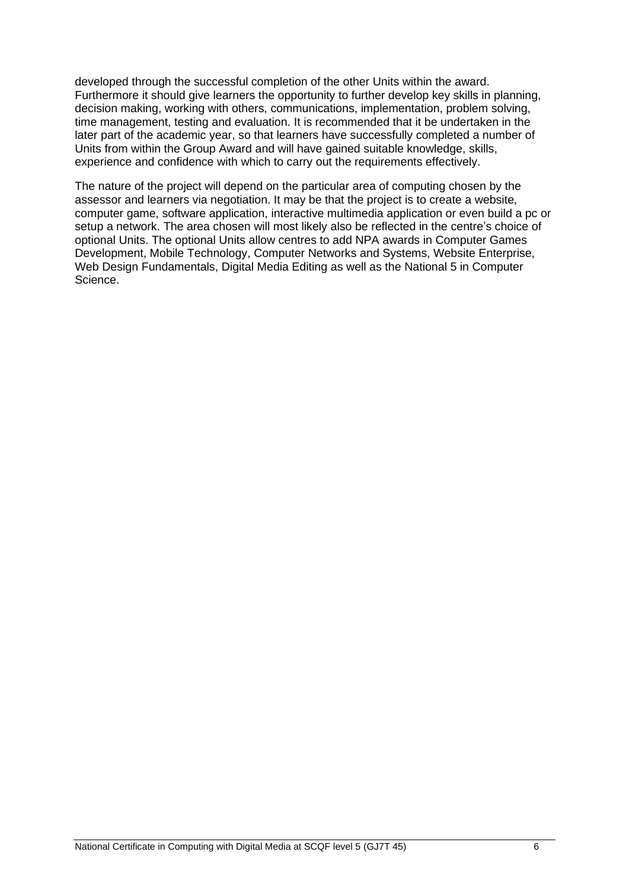developed through the successful completion of the other Units within the award. Furthermore it should give learners the opportunity to further develop key skills in planning, decision making, working with others, communications, implementation, problem solving, time management, testing and evaluation. It is recommended that it be undertaken in the later part of the academic year, so that learners have successfully completed a number of Units from within the Group Award and will have gained suitable knowledge, skills, experience and confidence with which to carry out the requirements effectively.

The nature of the project will depend on the particular area of computing chosen by the assessor and learners via negotiation. It may be that the project is to create a website, computer game, software application, interactive multimedia application or even build a pc or setup a network. The area chosen will most likely also be reflected in the centre's choice of optional Units. The optional Units allow centres to add NPA awards in Computer Games Development, Mobile Technology, Computer Networks and Systems, Website Enterprise, Web Design Fundamentals, Digital Media Editing as well as the National 5 in Computer Science.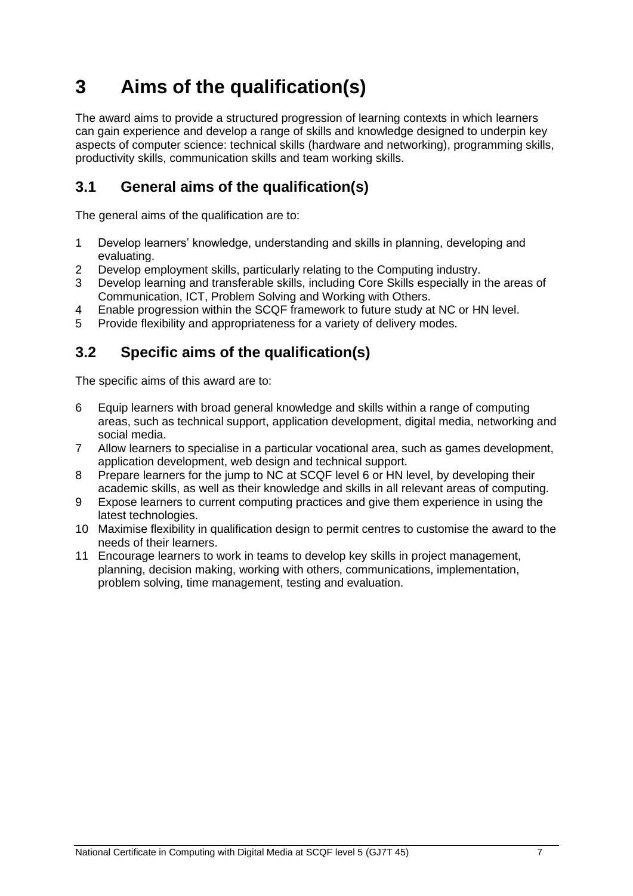# 3 Aims of the qualification(s)

The award aims to provide a structured progression of learning contexts in which learners can gain experience and develop a range of skills and knowledge designed to underpin key aspects of computer science: technical skills (hardware and networking), programming skills, productivity skills, communication skills and team working skills.

## 3.1 General aims of the qualification(s)

The general aims of the qualification are to:

1. Develop learners' knowledge, understanding and skills in planning, developing and evaluating.
2. Develop employment skills, particularly relating to the Computing industry.
3. Develop learning and transferable skills, including Core Skills especially in the areas of Communication, ICT, Problem Solving and Working with Others.
4. Enable progression within the SCQF framework to future study at NC or HN level.
5. Provide flexibility and appropriateness for a variety of delivery modes.

## 3.2 Specific aims of the qualification(s)

The specific aims of this award are to:

6. Equip learners with broad general knowledge and skills within a range of computing areas, such as technical support, application development, digital media, networking and social media.
7. Allow learners to specialise in a particular vocational area, such as games development, application development, web design and technical support.
8. Prepare learners for the jump to NC at SCQF level 6 or HN level, by developing their academic skills, as well as their knowledge and skills in all relevant areas of computing.
9. Expose learners to current computing practices and give them experience in using the latest technologies.
10. Maximise flexibility in qualification design to permit centres to customise the award to the needs of their learners.
11. Encourage learners to work in teams to develop key skills in project management, planning, decision making, working with others, communications, implementation, problem solving, time management, testing and evaluation.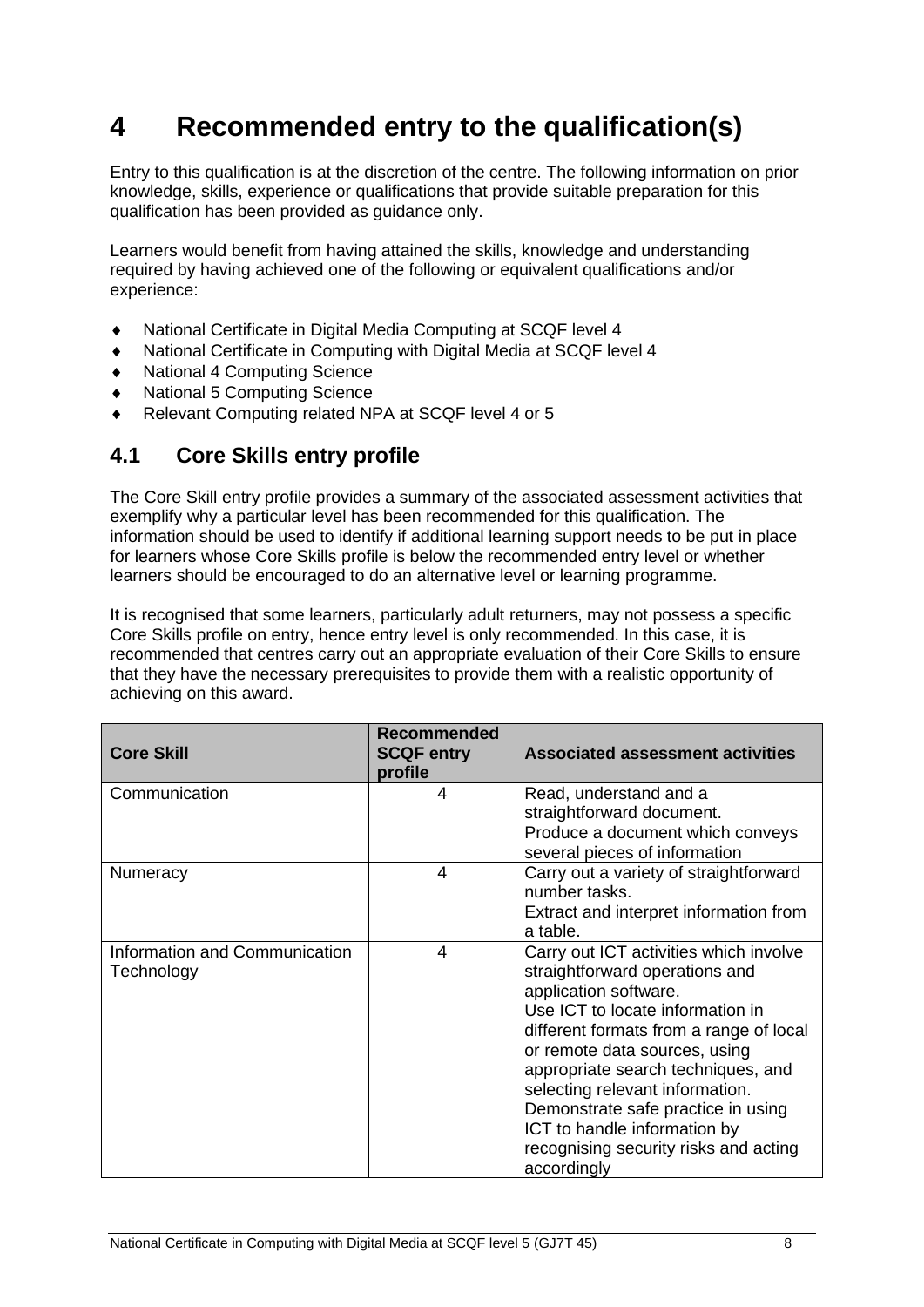# 4 Recommended entry to the qualification(s)

Entry to this qualification is at the discretion of the centre. The following information on prior knowledge, skills, experience or qualifications that provide suitable preparation for this qualification has been provided as guidance only.

Learners would benefit from having attained the skills, knowledge and understanding required by having achieved one of the following or equivalent qualifications and/or experience:

- National Certificate in Digital Media Computing at SCQF level 4
- National Certificate in Computing with Digital Media at SCQF level 4
- National 4 Computing Science
- National 5 Computing Science
- Relevant Computing related NPA at SCQF level 4 or 5

## 4.1 Core Skills entry profile

The Core Skill entry profile provides a summary of the associated assessment activities that exemplify why a particular level has been recommended for this qualification. The information should be used to identify if additional learning support needs to be put in place for learners whose Core Skills profile is below the recommended entry level or whether learners should be encouraged to do an alternative level or learning programme.

It is recognised that some learners, particularly adult returners, may not possess a specific Core Skills profile on entry, hence entry level is only recommended. In this case, it is recommended that centres carry out an appropriate evaluation of their Core Skills to ensure that they have the necessary prerequisites to provide them with a realistic opportunity of achieving on this award.

| Core Skill | Recommended SCQF entry profile | Associated assessment activities |
|---|---|---|
| Communication | 4 | Read, understand and a straightforward document.<br>Produce a document which conveys several pieces of information |
| Numeracy | 4 | Carry out a variety of straightforward number tasks.<br>Extract and interpret information from a table. |
| Information and Communication Technology | 4 | Carry out ICT activities which involve straightforward operations and application software.<br>Use ICT to locate information in different formats from a range of local or remote data sources, using appropriate search techniques, and selecting relevant information.<br>Demonstrate safe practice in using ICT to handle information by recognising security risks and acting accordingly |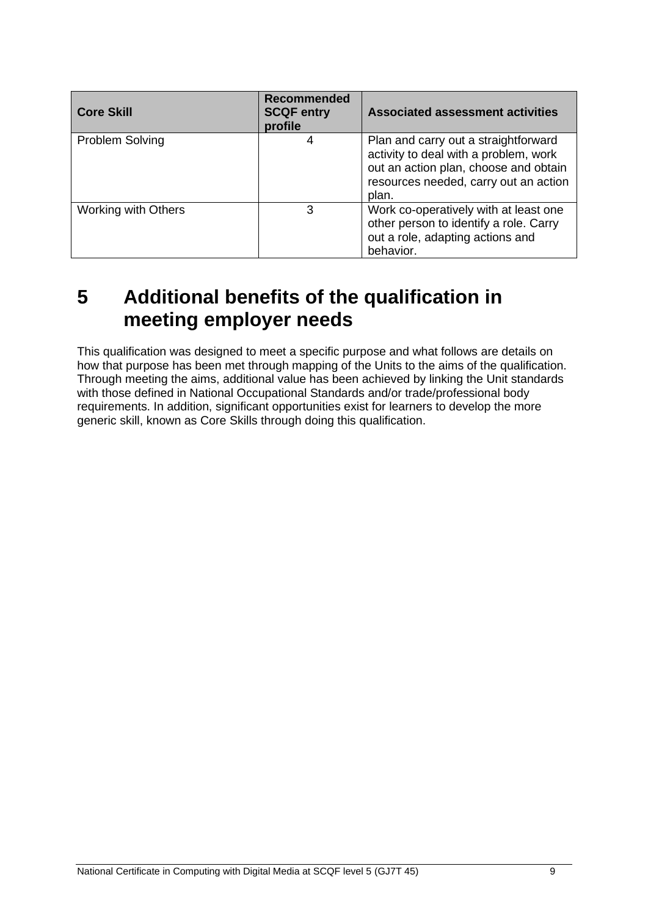| Core Skill | Recommended SCQF entry profile | Associated assessment activities |
|---|---|---|
| Problem Solving | 4 | Plan and carry out a straightforward activity to deal with a problem, work out an action plan, choose and obtain resources needed, carry out an action plan. |
| Working with Others | 3 | Work co-operatively with at least one other person to identify a role. Carry out a role, adapting actions and behavior. |

# 5 Additional benefits of the qualification in meeting employer needs

This qualification was designed to meet a specific purpose and what follows are details on how that purpose has been met through mapping of the Units to the aims of the qualification. Through meeting the aims, additional value has been achieved by linking the Unit standards with those defined in National Occupational Standards and/or trade/professional body requirements. In addition, significant opportunities exist for learners to develop the more generic skill, known as Core Skills through doing this qualification.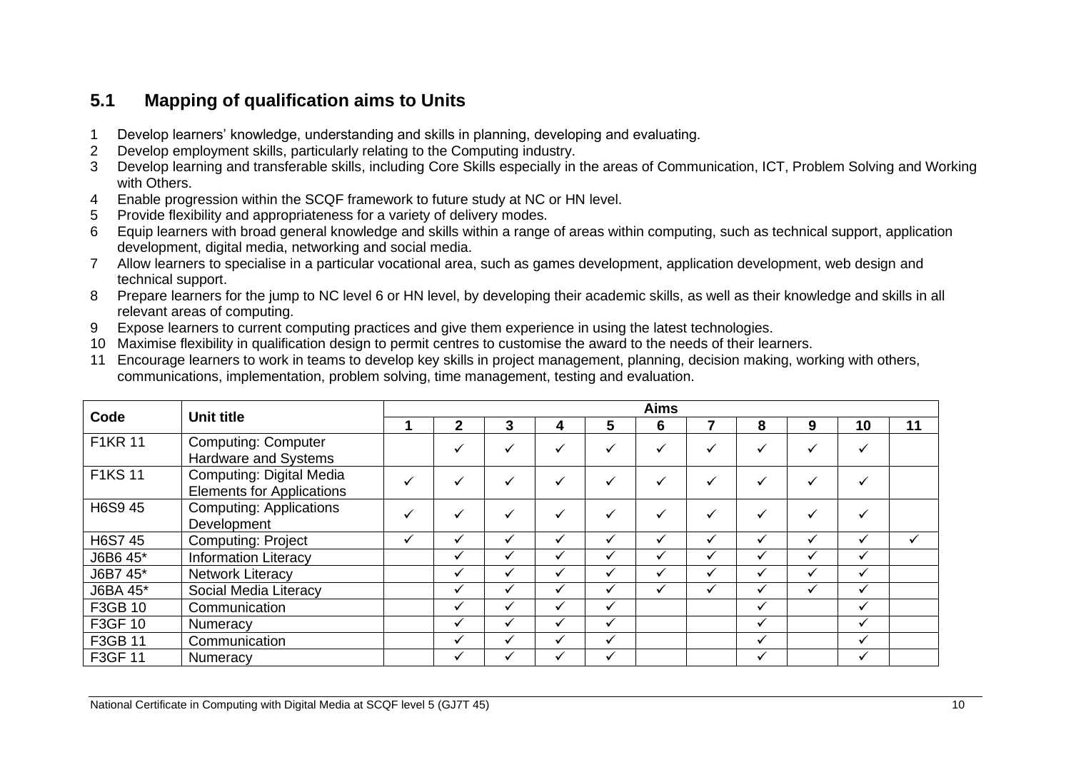## 5.1 Mapping of qualification aims to Units

1. Develop learners' knowledge, understanding and skills in planning, developing and evaluating.
2. Develop employment skills, particularly relating to the Computing industry.
3. Develop learning and transferable skills, including Core Skills especially in the areas of Communication, ICT, Problem Solving and Working with Others.
4. Enable progression within the SCQF framework to future study at NC or HN level.
5. Provide flexibility and appropriateness for a variety of delivery modes.
6. Equip learners with broad general knowledge and skills within a range of areas within computing, such as technical support, application development, digital media, networking and social media.
7. Allow learners to specialise in a particular vocational area, such as games development, application development, web design and technical support.
8. Prepare learners for the jump to NC level 6 or HN level, by developing their academic skills, as well as their knowledge and skills in all relevant areas of computing.
9. Expose learners to current computing practices and give them experience in using the latest technologies.
10. Maximise flexibility in qualification design to permit centres to customise the award to the needs of their learners.
11. Encourage learners to work in teams to develop key skills in project management, planning, decision making, working with others, communications, implementation, problem solving, time management, testing and evaluation.

| Code | Unit title | Aims | | | | | | | | | | |
|---|---|---|---|---|---|---|---|---|---|---|---|---|
| | | 1 | 2 | 3 | 4 | 5 | 6 | 7 | 8 | 9 | 10 | 11 |
| F1KR 11 | Computing: Computer Hardware and Systems | | ✓ | ✓ | ✓ | ✓ | ✓ | ✓ | ✓ | ✓ | ✓ | |
| F1KS 11 | Computing: Digital Media Elements for Applications | ✓ | ✓ | ✓ | ✓ | ✓ | ✓ | ✓ | ✓ | ✓ | ✓ | |
| H6S9 45 | Computing: Applications Development | ✓ | ✓ | ✓ | ✓ | ✓ | ✓ | ✓ | ✓ | ✓ | ✓ | |
| H6S7 45 | Computing: Project | ✓ | ✓ | ✓ | ✓ | ✓ | ✓ | ✓ | ✓ | ✓ | ✓ | ✓ |
| J6B6 45* | Information Literacy | | ✓ | ✓ | ✓ | ✓ | ✓ | ✓ | ✓ | ✓ | ✓ | |
| J6B7 45* | Network Literacy | | ✓ | ✓ | ✓ | ✓ | ✓ | ✓ | ✓ | ✓ | ✓ | |
| J6BA 45* | Social Media Literacy | | ✓ | ✓ | ✓ | ✓ | ✓ | ✓ | ✓ | ✓ | ✓ | |
| F3GB 10 | Communication | | ✓ | ✓ | ✓ | ✓ | | | ✓ | | ✓ | |
| F3GF 10 | Numeracy | | ✓ | ✓ | ✓ | ✓ | | | ✓ | | ✓ | |
| F3GB 11 | Communication | | ✓ | ✓ | ✓ | ✓ | | | ✓ | | ✓ | |
| F3GF 11 | Numeracy | | ✓ | ✓ | ✓ | ✓ | | | ✓ | | ✓ | |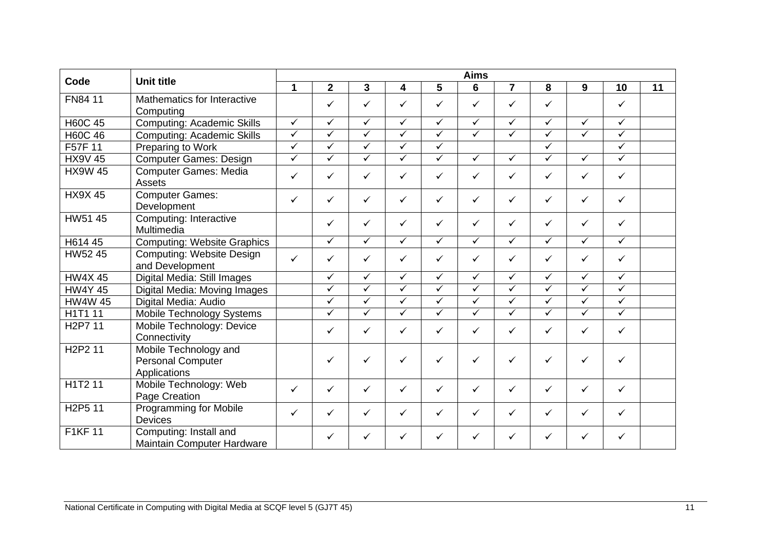| Code | Unit title | Aims | | | | | | | | | | |
|---|---|---|---|---|---|---|---|---|---|---|---|---|
| | | 1 | 2 | 3 | 4 | 5 | 6 | 7 | 8 | 9 | 10 | 11 |
| FN84 11 | Mathematics for Interactive Computing | | ✓ | ✓ | ✓ | ✓ | ✓ | ✓ | ✓ | | ✓ | |
| H60C 45 | Computing: Academic Skills | ✓ | ✓ | ✓ | ✓ | ✓ | ✓ | ✓ | ✓ | ✓ | ✓ | |
| H60C 46 | Computing: Academic Skills | ✓ | ✓ | ✓ | ✓ | ✓ | ✓ | ✓ | ✓ | ✓ | ✓ | |
| F57F 11 | Preparing to Work | ✓ | ✓ | ✓ | ✓ | ✓ | | | ✓ | | ✓ | |
| HX9V 45 | Computer Games: Design | ✓ | ✓ | ✓ | ✓ | ✓ | ✓ | ✓ | ✓ | ✓ | ✓ | |
| HX9W 45 | Computer Games: Media Assets | ✓ | ✓ | ✓ | ✓ | ✓ | ✓ | ✓ | ✓ | ✓ | ✓ | |
| HX9X 45 | Computer Games: Development | ✓ | ✓ | ✓ | ✓ | ✓ | ✓ | ✓ | ✓ | ✓ | ✓ | |
| HW51 45 | Computing: Interactive Multimedia | | ✓ | ✓ | ✓ | ✓ | ✓ | ✓ | ✓ | ✓ | ✓ | |
| H614 45 | Computing: Website Graphics | | ✓ | ✓ | ✓ | ✓ | ✓ | ✓ | ✓ | ✓ | ✓ | |
| HW52 45 | Computing: Website Design and Development | ✓ | ✓ | ✓ | ✓ | ✓ | ✓ | ✓ | ✓ | ✓ | ✓ | |
| HW4X 45 | Digital Media: Still Images | | ✓ | ✓ | ✓ | ✓ | ✓ | ✓ | ✓ | ✓ | ✓ | |
| HW4Y 45 | Digital Media: Moving Images | | ✓ | ✓ | ✓ | ✓ | ✓ | ✓ | ✓ | ✓ | ✓ | |
| HW4W 45 | Digital Media: Audio | | ✓ | ✓ | ✓ | ✓ | ✓ | ✓ | ✓ | ✓ | ✓ | |
| H1T1 11 | Mobile Technology Systems | | ✓ | ✓ | ✓ | ✓ | ✓ | ✓ | ✓ | ✓ | ✓ | |
| H2P7 11 | Mobile Technology: Device Connectivity | | ✓ | ✓ | ✓ | ✓ | ✓ | ✓ | ✓ | ✓ | ✓ | |
| H2P2 11 | Mobile Technology and Personal Computer Applications | | ✓ | ✓ | ✓ | ✓ | ✓ | ✓ | ✓ | ✓ | ✓ | |
| H1T2 11 | Mobile Technology: Web Page Creation | ✓ | ✓ | ✓ | ✓ | ✓ | ✓ | ✓ | ✓ | ✓ | ✓ | |
| H2P5 11 | Programming for Mobile Devices | ✓ | ✓ | ✓ | ✓ | ✓ | ✓ | ✓ | ✓ | ✓ | ✓ | |
| F1KF 11 | Computing: Install and Maintain Computer Hardware | | ✓ | ✓ | ✓ | ✓ | ✓ | ✓ | ✓ | ✓ | ✓ | |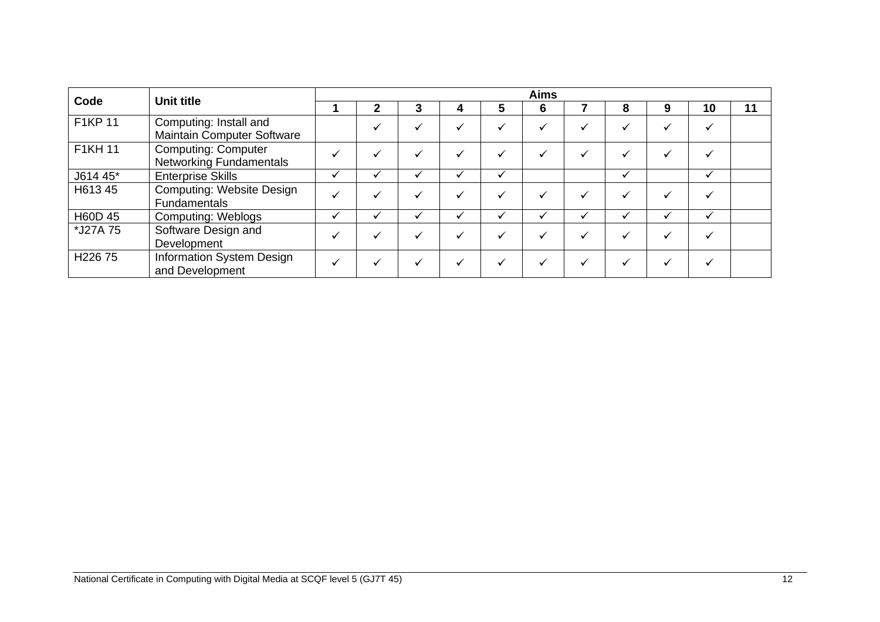| Code | Unit title | Aims | | | | | | | | | | |
|---|---|---|---|---|---|---|---|---|---|---|---|---|
| | | 1 | 2 | 3 | 4 | 5 | 6 | 7 | 8 | 9 | 10 | 11 |
| F1KP 11 | Computing: Install and Maintain Computer Software | | ✓ | ✓ | ✓ | ✓ | ✓ | ✓ | ✓ | ✓ | ✓ | |
| F1KH 11 | Computing: Computer Networking Fundamentals | ✓ | ✓ | ✓ | ✓ | ✓ | ✓ | ✓ | ✓ | ✓ | ✓ | |
| J614 45* | Enterprise Skills | ✓ | ✓ | ✓ | ✓ | ✓ | | | ✓ | | ✓ | |
| H613 45 | Computing: Website Design Fundamentals | ✓ | ✓ | ✓ | ✓ | ✓ | ✓ | ✓ | ✓ | ✓ | ✓ | |
| H60D 45 | Computing: Weblogs | ✓ | ✓ | ✓ | ✓ | ✓ | ✓ | ✓ | ✓ | ✓ | ✓ | |
| *J27A 75 | Software Design and Development | ✓ | ✓ | ✓ | ✓ | ✓ | ✓ | ✓ | ✓ | ✓ | ✓ | |
| H226 75 | Information System Design and Development | ✓ | ✓ | ✓ | ✓ | ✓ | ✓ | ✓ | ✓ | ✓ | ✓ | |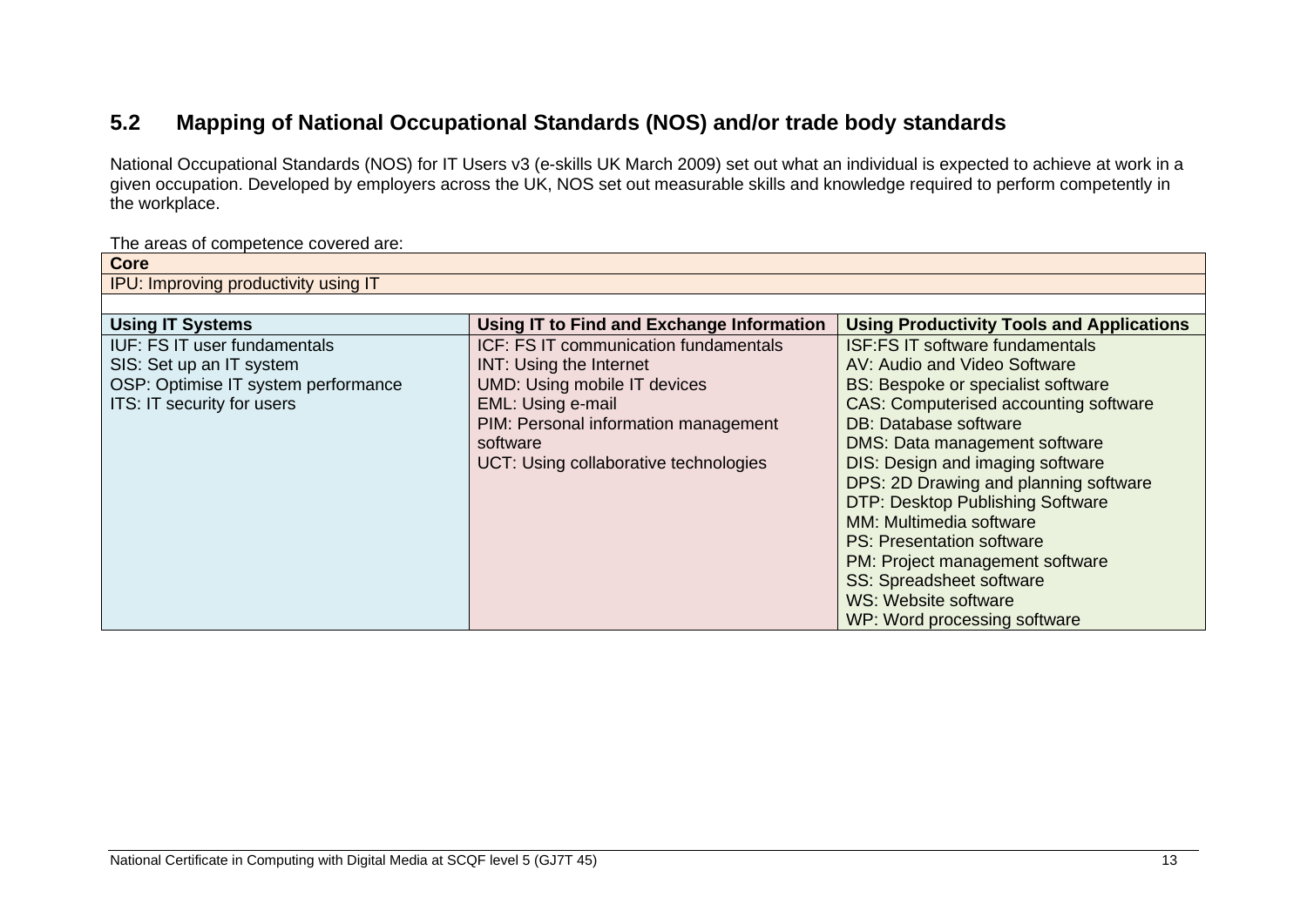## 5.2 Mapping of National Occupational Standards (NOS) and/or trade body standards

National Occupational Standards (NOS) for IT Users v3 (e-skills UK March 2009) set out what an individual is expected to achieve at work in a given occupation. Developed by employers across the UK, NOS set out measurable skills and knowledge required to perform competently in the workplace.

The areas of competence covered are:

| **Core** | | |
|---|---|---|
| IPU: Improving productivity using IT | | |
| | | |
| **Using IT Systems** | **Using IT to Find and Exchange Information** | **Using Productivity Tools and Applications** |
| IUF: FS IT user fundamentals<br>SIS: Set up an IT system<br>OSP: Optimise IT system performance<br>ITS: IT security for users | ICF: FS IT communication fundamentals<br>INT: Using the Internet<br>UMD: Using mobile IT devices<br>EML: Using e-mail<br>PIM: Personal information management software<br>UCT: Using collaborative technologies | ISF:FS IT software fundamentals<br>AV: Audio and Video Software<br>BS: Bespoke or specialist software<br>CAS: Computerised accounting software<br>DB: Database software<br>DMS: Data management software<br>DIS: Design and imaging software<br>DPS: 2D Drawing and planning software<br>DTP: Desktop Publishing Software<br>MM: Multimedia software<br>PS: Presentation software<br>PM: Project management software<br>SS: Spreadsheet software<br>WS: Website software<br>WP: Word processing software |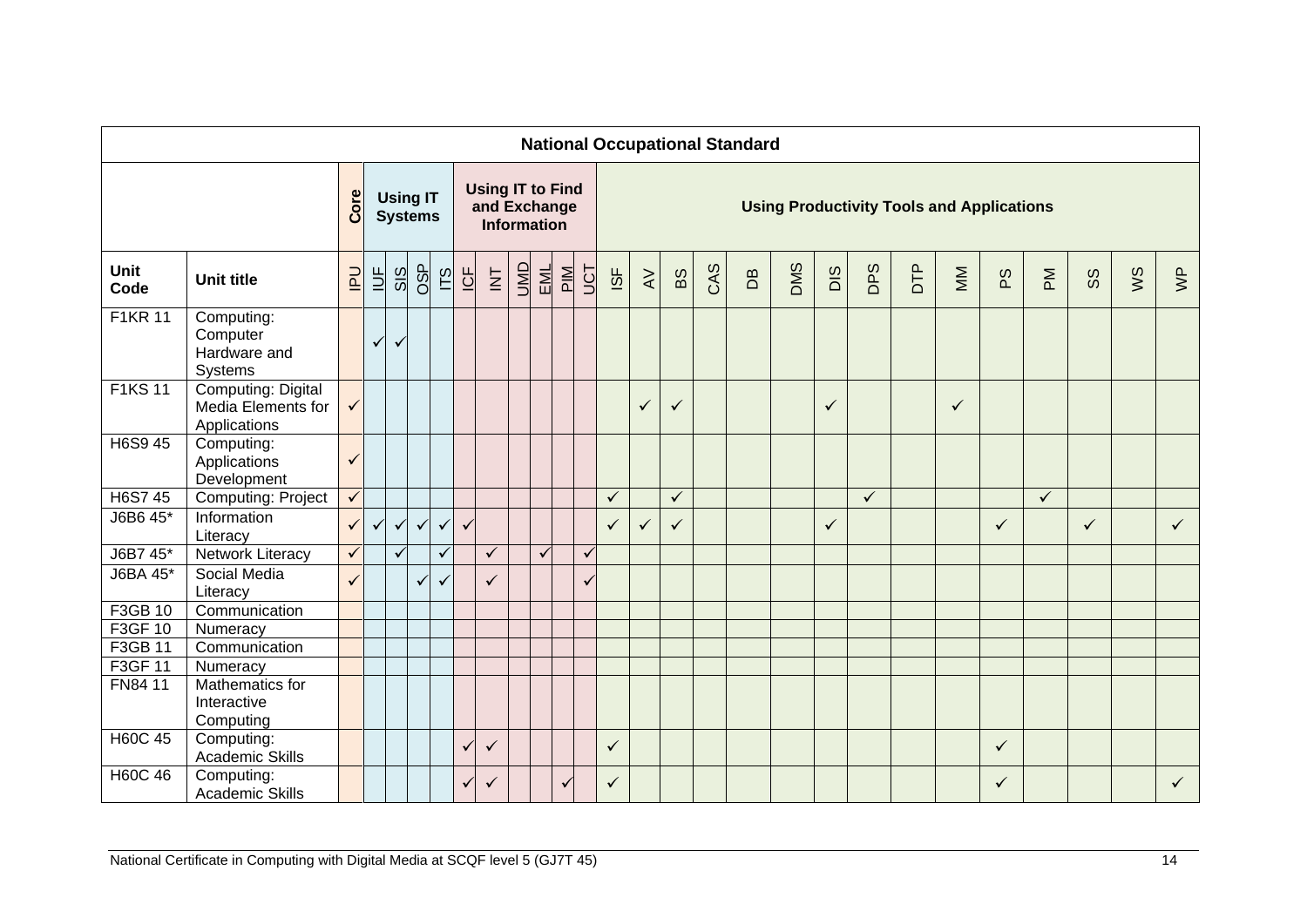| National Occupational Standard | | | | | | | | | | | | | | | | | | | | | | | | | | | | |
|---|---|---|---|---|---|---|---|---|---|---|---|---|---|---|---|---|---|---|---|---|---|---|---|---|---|---|---|---|
| | | Core | Using IT Systems | | | | Using IT to Find and Exchange Information | | | | | | Using Productivity Tools and Applications | | | | | | | | | | | | | | | |
| **Unit Code** | **Unit title** | IPU | IUF | SIS | OSP | ITS | ICF | INT | UMD | EML | PIM | UCT | ISF | AV | BS | CAS | DB | DMS | DIS | DPS | DTP | MM | PS | PM | SS | WS | WP |
| F1KR 11 | Computing: Computer Hardware and Systems | | ✓ | ✓ | | | | | | | | | | | | | | | | | | | | | | | |
| F1KS 11 | Computing: Digital Media Elements for Applications | ✓ | | | | | | | | | | | | ✓ | ✓ | | | | ✓ | | | ✓ | | | | | |
| H6S9 45 | Computing: Applications Development | ✓ | | | | | | | | | | | | | | | | | | | | | | | | | |
| H6S7 45 | Computing: Project | ✓ | | | | | | | | | | | ✓ | | ✓ | | | | | ✓ | | | | ✓ | | | |
| J6B6 45* | Information Literacy | ✓ | ✓ | ✓ | ✓ | ✓ | ✓ | | | | | | ✓ | ✓ | ✓ | | | | ✓ | | | | ✓ | | ✓ | | ✓ |
| J6B7 45* | Network Literacy | ✓ | | ✓ | | ✓ | | ✓ | | ✓ | | ✓ | | | | | | | | | | | | | | | |
| J6BA 45* | Social Media Literacy | ✓ | | | ✓ | ✓ | | ✓ | | | | ✓ | | | | | | | | | | | | | | | |
| F3GB 10 | Communication | | | | | | | | | | | | | | | | | | | | | | | | | | |
| F3GF 10 | Numeracy | | | | | | | | | | | | | | | | | | | | | | | | | | |
| F3GB 11 | Communication | | | | | | | | | | | | | | | | | | | | | | | | | | |
| F3GF 11 | Numeracy | | | | | | | | | | | | | | | | | | | | | | | | | | |
| FN84 11 | Mathematics for Interactive Computing | | | | | | | | | | | | | | | | | | | | | | | | | | |
| H60C 45 | Computing: Academic Skills | | | | | | ✓ | ✓ | | | | | ✓ | | | | | | | | | | ✓ | | | | |
| H60C 46 | Computing: Academic Skills | | | | | | ✓ | ✓ | | | ✓ | | ✓ | | | | | | | | | | ✓ | | | | ✓ |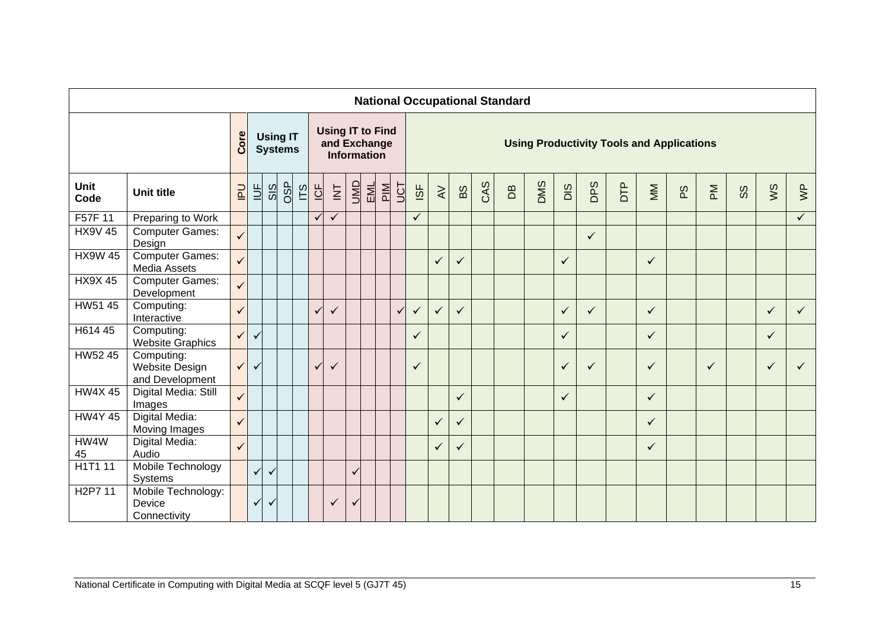| National Occupational Standard | | | | | | | | | | | | | | | | | | | | | | | | | | | |
|---|---|---|---|---|---|---|---|---|---|---|---|---|---|---|---|---|---|---|---|---|---|---|---|---|---|---|---|
| | | Core | Using IT Systems | | | | Using IT to Find and Exchange Information | | | | | | Using Productivity Tools and Applications | | | | | | | | | | | | | | |
| **Unit Code** | **Unit title** | IPU | IUF | SIS | OSP | ITS | ICF | INT | UMD | EML | PIM | UCT | ISF | AV | BS | CAS | DB | DMS | DIS | DPS | DTP | MM | PS | PM | SS | WS | WP |
| F57F 11 | Preparing to Work | | | | | | ✓ | ✓ | | | | | ✓ | | | | | | | | | | | | | | ✓ |
| HX9V 45 | Computer Games: Design | ✓ | | | | | | | | | | | | | | | | | | ✓ | | | | | | | |
| HX9W 45 | Computer Games: Media Assets | ✓ | | | | | | | | | | | | ✓ | ✓ | | | | ✓ | | | ✓ | | | | | |
| HX9X 45 | Computer Games: Development | ✓ | | | | | | | | | | | | | | | | | | | | | | | | | |
| HW51 45 | Computing: Interactive | ✓ | | | | | ✓ | ✓ | | | | ✓ | ✓ | ✓ | ✓ | | | | ✓ | ✓ | | ✓ | | | | ✓ | ✓ |
| H614 45 | Computing: Website Graphics | ✓ | ✓ | | | | | | | | | | ✓ | | | | | | ✓ | | | ✓ | | | | ✓ | |
| HW52 45 | Computing: Website Design and Development | ✓ | ✓ | | | | ✓ | ✓ | | | | | ✓ | | | | | | ✓ | ✓ | | ✓ | | ✓ | | ✓ | ✓ |
| HW4X 45 | Digital Media: Still Images | ✓ | | | | | | | | | | | | | ✓ | | | | ✓ | | | ✓ | | | | | |
| HW4Y 45 | Digital Media: Moving Images | ✓ | | | | | | | | | | | | ✓ | ✓ | | | | | | | ✓ | | | | | |
| HW4W 45 | Digital Media: Audio | ✓ | | | | | | | | | | | | ✓ | ✓ | | | | | | | ✓ | | | | | |
| H1T1 11 | Mobile Technology Systems | | ✓ | ✓ | | | | | ✓ | | | | | | | | | | | | | | | | | | |
| H2P7 11 | Mobile Technology: Device Connectivity | | ✓ | ✓ | | | | ✓ | ✓ | | | | | | | | | | | | | | | | | | |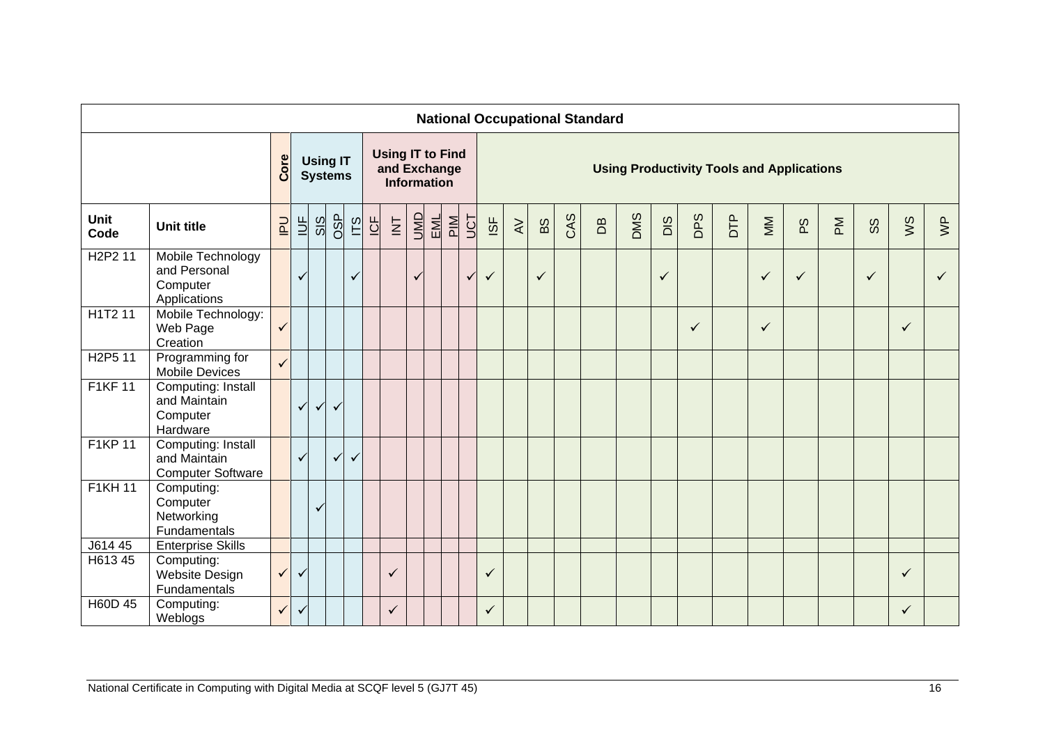| National Occupational Standard | | | | | | | | | | | | | | | | | | | | | | | | | | | |
|---|---|---|---|---|---|---|---|---|---|---|---|---|---|---|---|---|---|---|---|---|---|---|---|---|---|---|---|
| | | Core | Using IT Systems | | | | Using IT to Find and Exchange Information | | | | | | Using Productivity Tools and Applications | | | | | | | | | | | | | | |
| **Unit Code** | **Unit title** | IPU | IUF | SIS | OSP | ITS | ICF | INT | UMD | EML | PIM | UCT | ISF | AV | BS | CAS | DB | DMS | DIS | DPS | DTP | MM | PS | PM | SS | WS | WP |
| H2P2 11 | Mobile Technology and Personal Computer Applications | | ✓ | | | ✓ | | | ✓ | | | ✓ | ✓ | | ✓ | | | | ✓ | | | ✓ | ✓ | | ✓ | | ✓ |
| H1T2 11 | Mobile Technology: Web Page Creation | ✓ | | | | | | | | | | | | | | | | | | ✓ | | ✓ | | | | ✓ | |
| H2P5 11 | Programming for Mobile Devices | ✓ | | | | | | | | | | | | | | | | | | | | | | | | | |
| F1KF 11 | Computing: Install and Maintain Computer Hardware | | ✓ | ✓ | ✓ | | | | | | | | | | | | | | | | | | | | | | |
| F1KP 11 | Computing: Install and Maintain Computer Software | | ✓ | | ✓ | ✓ | | | | | | | | | | | | | | | | | | | | | |
| F1KH 11 | Computing: Computer Networking Fundamentals | | | ✓ | | | | | | | | | | | | | | | | | | | | | | | |
| J614 45 | Enterprise Skills | | | | | | | | | | | | | | | | | | | | | | | | | | |
| H613 45 | Computing: Website Design Fundamentals | ✓ | ✓ | | | | | ✓ | | | | | ✓ | | | | | | | | | | | | | ✓ | |
| H60D 45 | Computing: Weblogs | ✓ | ✓ | | | | | ✓ | | | | | ✓ | | | | | | | | | | | | | ✓ | |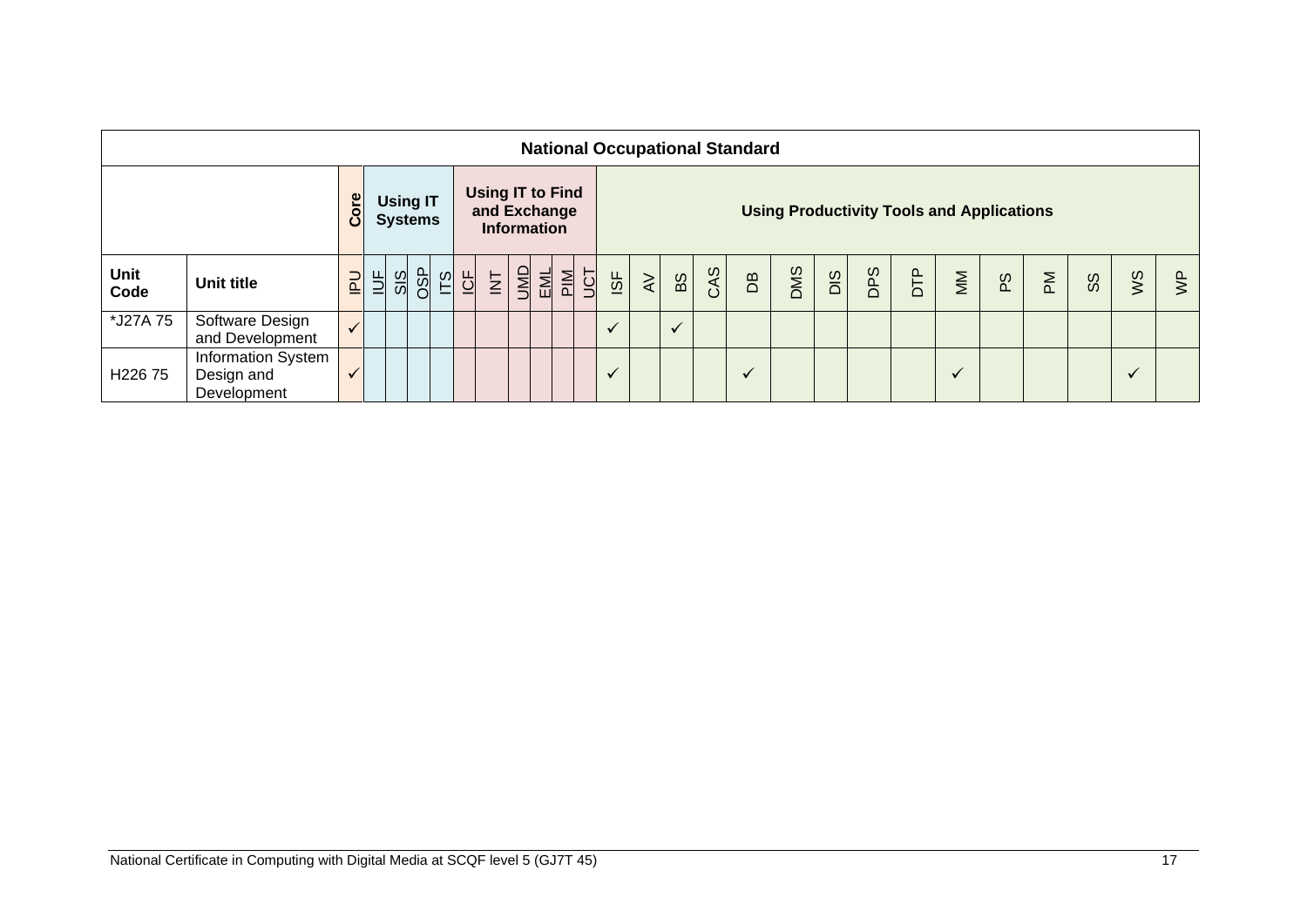| National Occupational Standard | | | | | | | | | | | | | | | | | | | | | | | | | | | | |
|---|---|---|---|---|---|---|---|---|---|---|---|---|---|---|---|---|---|---|---|---|---|---|---|---|---|---|---|---|
| | | **Core** | **Using IT Systems** | | | | **Using IT to Find and Exchange Information** | | | | | | **Using Productivity Tools and Applications** | | | | | | | | | | | | | | | |
| **Unit Code** | **Unit title** | IPU | IUF | SIS | OSP | ITS | ICF | INT | UMD | EML | PIM | UCT | ISF | AV | BS | CAS | DB | DMS | DIS | DPS | DTP | MM | PS | PM | SS | WS | WP |
| *J27A 75 | Software Design and Development | ✓ | | | | | | | | | | | ✓ | | ✓ | | | | | | | | | | | | |
| H226 75 | Information System Design and Development | ✓ | | | | | | | | | | | ✓ | | | | ✓ | | | | | ✓ | | | | ✓ | |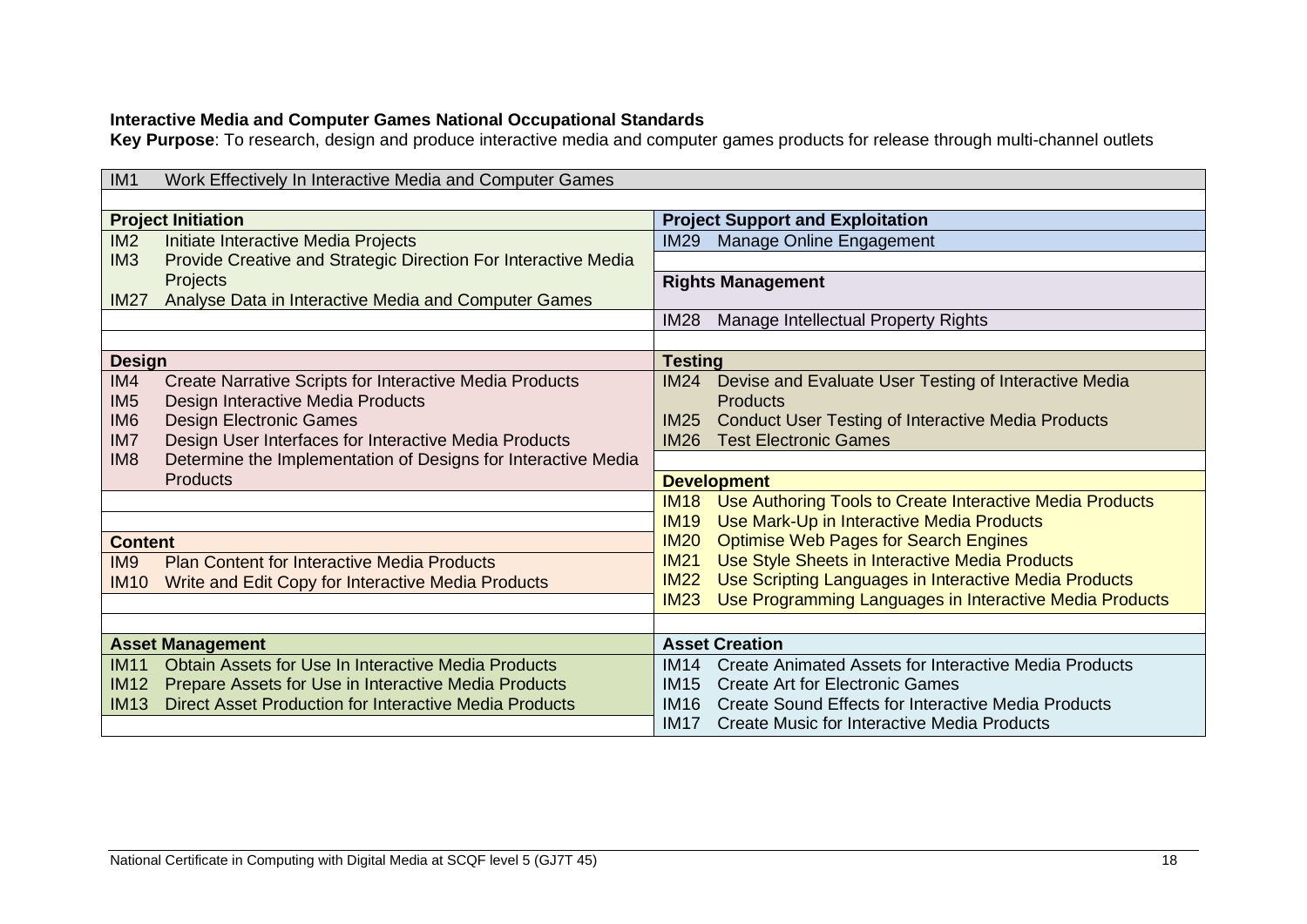**Interactive Media and Computer Games National Occupational Standards**

**Key Purpose**: To research, design and produce interactive media and computer games products for release through multi-channel outlets

| | |
|---|---|
| IM1 Work Effectively In Interactive Media and Computer Games | |
| **Project Initiation** | **Project Support and Exploitation** |
| IM2 Initiate Interactive Media Projects | IM29 Manage Online Engagement |
| IM3 Provide Creative and Strategic Direction For Interactive Media Projects | **Rights Management** |
| IM27 Analyse Data in Interactive Media and Computer Games | IM28 Manage Intellectual Property Rights |
| **Design** | **Testing** |
| IM4 Create Narrative Scripts for Interactive Media Products | IM24 Devise and Evaluate User Testing of Interactive Media Products |
| IM5 Design Interactive Media Products | IM25 Conduct User Testing of Interactive Media Products |
| IM6 Design Electronic Games | IM26 Test Electronic Games |
| IM7 Design User Interfaces for Interactive Media Products | **Development** |
| IM8 Determine the Implementation of Designs for Interactive Media Products | IM18 Use Authoring Tools to Create Interactive Media Products |
| | IM19 Use Mark-Up in Interactive Media Products |
| **Content** | IM20 Optimise Web Pages for Search Engines |
| IM9 Plan Content for Interactive Media Products | IM21 Use Style Sheets in Interactive Media Products |
| IM10 Write and Edit Copy for Interactive Media Products | IM22 Use Scripting Languages in Interactive Media Products |
| | IM23 Use Programming Languages in Interactive Media Products |
| **Asset Management** | **Asset Creation** |
| IM11 Obtain Assets for Use In Interactive Media Products | IM14 Create Animated Assets for Interactive Media Products |
| IM12 Prepare Assets for Use in Interactive Media Products | IM15 Create Art for Electronic Games |
| IM13 Direct Asset Production for Interactive Media Products | IM16 Create Sound Effects for Interactive Media Products |
| | IM17 Create Music for Interactive Media Products |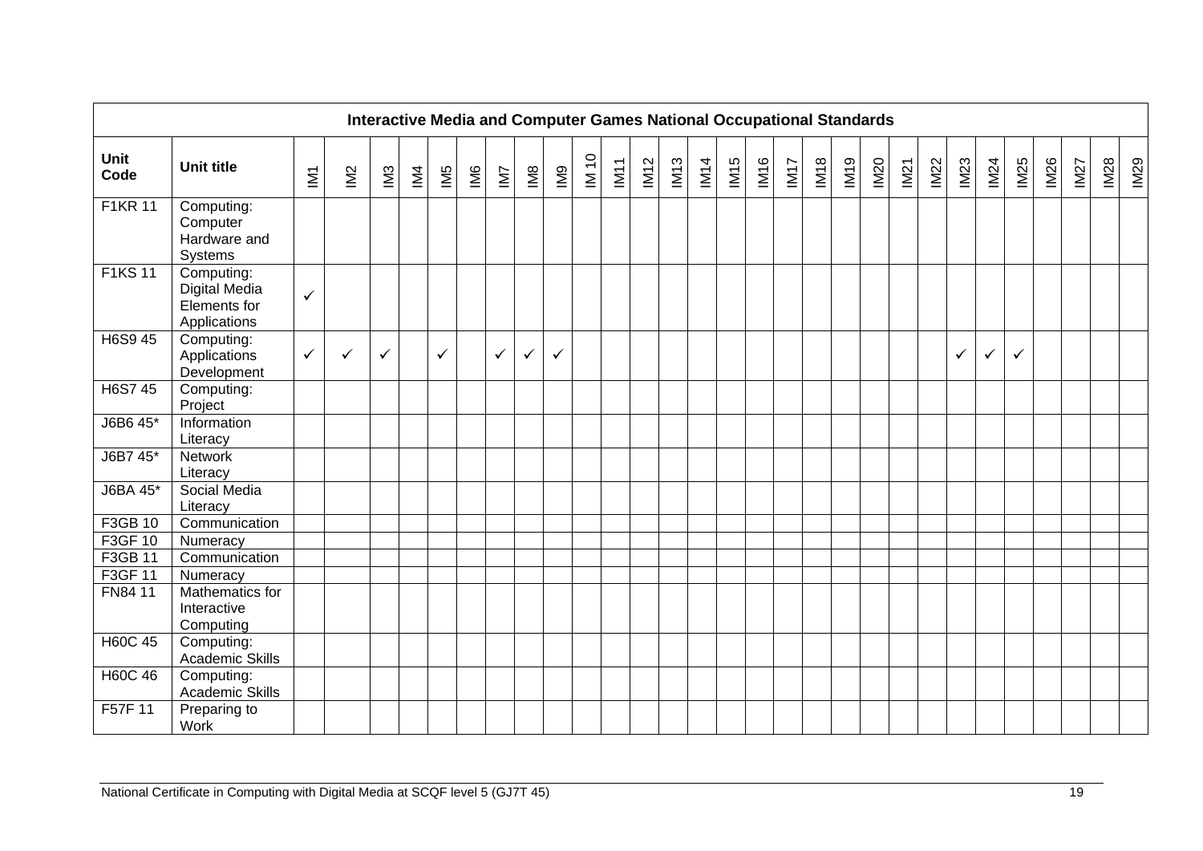| Interactive Media and Computer Games National Occupational Standards | | | | | | | | | | | | | | | | | | | | | | | | | | | | | | |
|---|---|---|---|---|---|---|---|---|---|---|---|---|---|---|---|---|---|---|---|---|---|---|---|---|---|---|---|---|---|---|
| **Unit Code** | **Unit title** | IM1 | IM2 | IM3 | IM4 | IM5 | IM6 | IM7 | IM8 | IM9 | IM 10 | IM11 | IM12 | IM13 | IM14 | IM15 | IM16 | IM17 | IM18 | IM19 | IM20 | IM21 | IM22 | IM23 | IM24 | IM25 | IM26 | IM27 | IM28 | IM29 |
| F1KR 11 | Computing: Computer Hardware and Systems | | | | | | | | | | | | | | | | | | | | | | | | | | | | | |
| F1KS 11 | Computing: Digital Media Elements for Applications | ✓ | | | | | | | | | | | | | | | | | | | | | | | | | | | | |
| H6S9 45 | Computing: Applications Development | ✓ | ✓ | ✓ | | ✓ | | ✓ | ✓ | ✓ | | | | | | | | | | | | | | ✓ | ✓ | ✓ | | | | |
| H6S7 45 | Computing: Project | | | | | | | | | | | | | | | | | | | | | | | | | | | | | |
| J6B6 45* | Information Literacy | | | | | | | | | | | | | | | | | | | | | | | | | | | | | |
| J6B7 45* | Network Literacy | | | | | | | | | | | | | | | | | | | | | | | | | | | | | |
| J6BA 45* | Social Media Literacy | | | | | | | | | | | | | | | | | | | | | | | | | | | | | |
| F3GB 10 | Communication | | | | | | | | | | | | | | | | | | | | | | | | | | | | | |
| F3GF 10 | Numeracy | | | | | | | | | | | | | | | | | | | | | | | | | | | | | |
| F3GB 11 | Communication | | | | | | | | | | | | | | | | | | | | | | | | | | | | | |
| F3GF 11 | Numeracy | | | | | | | | | | | | | | | | | | | | | | | | | | | | | |
| FN84 11 | Mathematics for Interactive Computing | | | | | | | | | | | | | | | | | | | | | | | | | | | | | |
| H60C 45 | Computing: Academic Skills | | | | | | | | | | | | | | | | | | | | | | | | | | | | | |
| H60C 46 | Computing: Academic Skills | | | | | | | | | | | | | | | | | | | | | | | | | | | | | |
| F57F 11 | Preparing to Work | | | | | | | | | | | | | | | | | | | | | | | | | | | | | |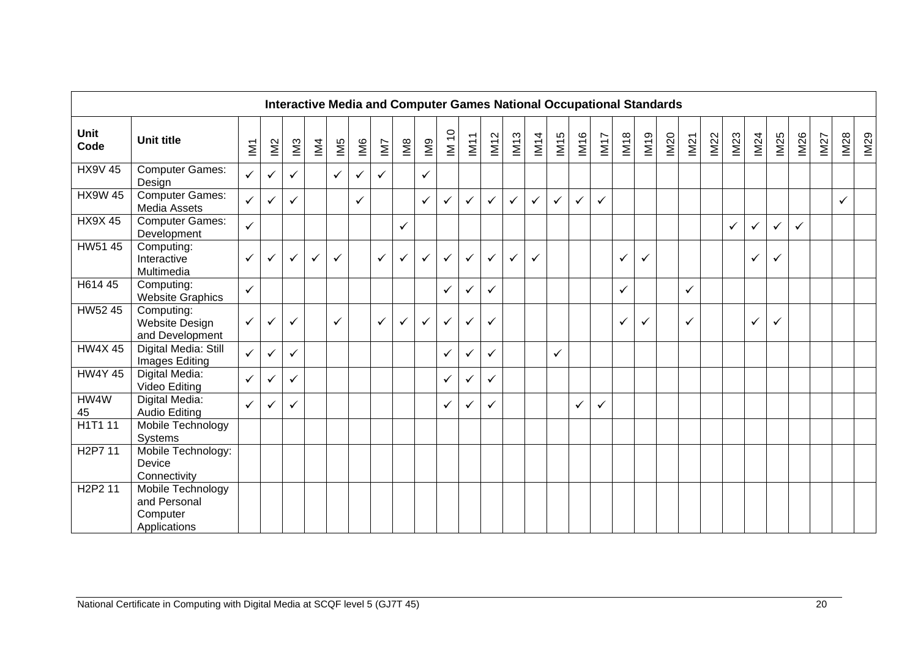| **Interactive Media and Computer Games National Occupational Standards** | | | | | | | | | | | | | | | | | | | | | | | | | | | | | | |
|---|---|---|---|---|---|---|---|---|---|---|---|---|---|---|---|---|---|---|---|---|---|---|---|---|---|---|---|---|---|---|
| **Unit Code** | **Unit title** | IM1 | IM2 | IM3 | IM4 | IM5 | IM6 | IM7 | IM8 | IM9 | IM 10 | IM11 | IM12 | IM13 | IM14 | IM15 | IM16 | IM17 | IM18 | IM19 | IM20 | IM21 | IM22 | IM23 | IM24 | IM25 | IM26 | IM27 | IM28 | IM29 |
| HX9V 45 | Computer Games: Design | ✓ | ✓ | ✓ | | ✓ | ✓ | ✓ | | ✓ | | | | | | | | | | | | | | | | | | | | |
| HX9W 45 | Computer Games: Media Assets | ✓ | ✓ | ✓ | | | ✓ | | | ✓ | ✓ | ✓ | ✓ | ✓ | ✓ | ✓ | ✓ | ✓ | | | | | | | | | | | ✓ | |
| HX9X 45 | Computer Games: Development | ✓ | | | | | | | ✓ | | | | | | | | | | | | | | | ✓ | ✓ | ✓ | ✓ | | | |
| HW51 45 | Computing: Interactive Multimedia | ✓ | ✓ | ✓ | ✓ | ✓ | | ✓ | ✓ | ✓ | ✓ | ✓ | ✓ | ✓ | ✓ | | | | ✓ | ✓ | | | | | ✓ | ✓ | | | | |
| H614 45 | Computing: Website Graphics | ✓ | | | | | | | | | ✓ | ✓ | ✓ | | | | | | ✓ | | | ✓ | | | | | | | | |
| HW52 45 | Computing: Website Design and Development | ✓ | ✓ | ✓ | | ✓ | | ✓ | ✓ | ✓ | ✓ | ✓ | ✓ | | | | | | ✓ | ✓ | | ✓ | | | ✓ | ✓ | | | | |
| HW4X 45 | Digital Media: Still Images Editing | ✓ | ✓ | ✓ | | | | | | | ✓ | ✓ | ✓ | | | ✓ | | | | | | | | | | | | | | |
| HW4Y 45 | Digital Media: Video Editing | ✓ | ✓ | ✓ | | | | | | | ✓ | ✓ | ✓ | | | | | | | | | | | | | | | | | |
| HW4W 45 | Digital Media: Audio Editing | ✓ | ✓ | ✓ | | | | | | | ✓ | ✓ | ✓ | | | | ✓ | ✓ | | | | | | | | | | | | |
| H1T1 11 | Mobile Technology Systems | | | | | | | | | | | | | | | | | | | | | | | | | | | | | |
| H2P7 11 | Mobile Technology: Device Connectivity | | | | | | | | | | | | | | | | | | | | | | | | | | | | | |
| H2P2 11 | Mobile Technology and Personal Computer Applications | | | | | | | | | | | | | | | | | | | | | | | | | | | | | |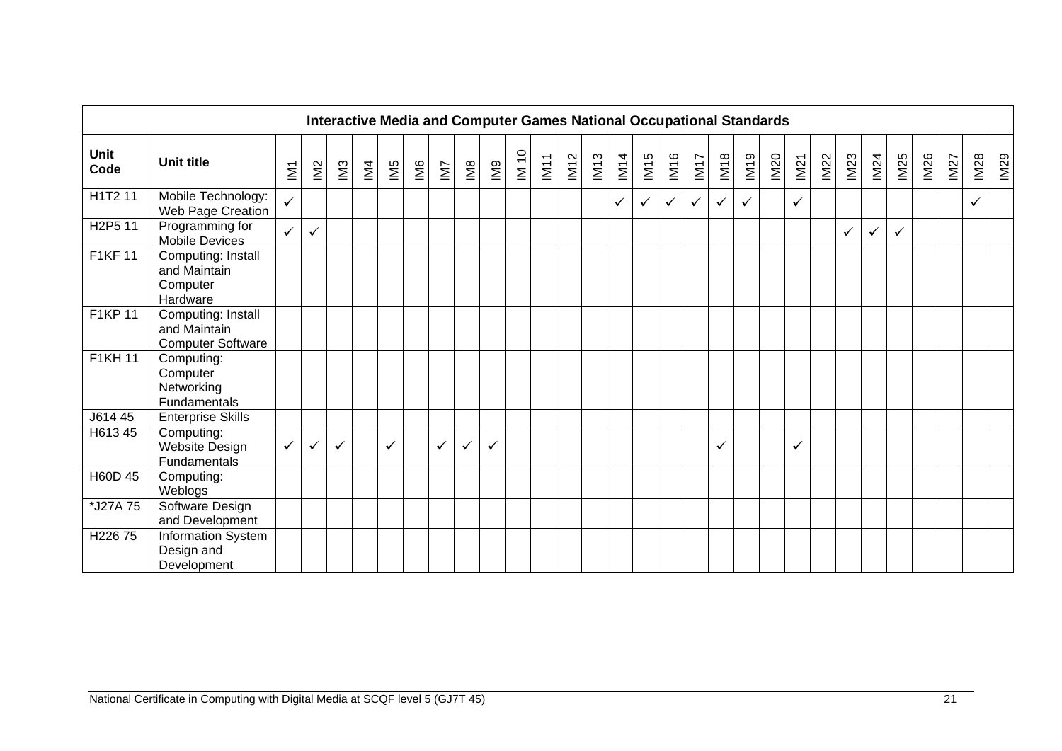| Interactive Media and Computer Games National Occupational Standards | | | | | | | | | | | | | | | | | | | | | | | | | | | | | | |
|---|---|---|---|---|---|---|---|---|---|---|---|---|---|---|---|---|---|---|---|---|---|---|---|---|---|---|---|---|---|---|
| **Unit Code** | **Unit title** | IM1 | IM2 | IM3 | IM4 | IM5 | IM6 | IM7 | IM8 | IM9 | IM 10 | IM11 | IM12 | IM13 | IM14 | IM15 | IM16 | IM17 | IM18 | IM19 | IM20 | IM21 | IM22 | IM23 | IM24 | IM25 | IM26 | IM27 | IM28 | IM29 |
| H1T2 11 | Mobile Technology: Web Page Creation | ✓ | | | | | | | | | | | | | ✓ | ✓ | ✓ | ✓ | ✓ | ✓ | | ✓ | | | | | | | ✓ | |
| H2P5 11 | Programming for Mobile Devices | ✓ | ✓ | | | | | | | | | | | | | | | | | | | | | ✓ | ✓ | ✓ | | | | |
| F1KF 11 | Computing: Install and Maintain Computer Hardware | | | | | | | | | | | | | | | | | | | | | | | | | | | | | |
| F1KP 11 | Computing: Install and Maintain Computer Software | | | | | | | | | | | | | | | | | | | | | | | | | | | | | |
| F1KH 11 | Computing: Computer Networking Fundamentals | | | | | | | | | | | | | | | | | | | | | | | | | | | | | |
| J614 45 | Enterprise Skills | | | | | | | | | | | | | | | | | | | | | | | | | | | | | |
| H613 45 | Computing: Website Design Fundamentals | ✓ | ✓ | ✓ | | ✓ | | ✓ | ✓ | ✓ | | | | | | | | | ✓ | | | ✓ | | | | | | | | |
| H60D 45 | Computing: Weblogs | | | | | | | | | | | | | | | | | | | | | | | | | | | | | |
| *J27A 75 | Software Design and Development | | | | | | | | | | | | | | | | | | | | | | | | | | | | | |
| H226 75 | Information System Design and Development | | | | | | | | | | | | | | | | | | | | | | | | | | | | | |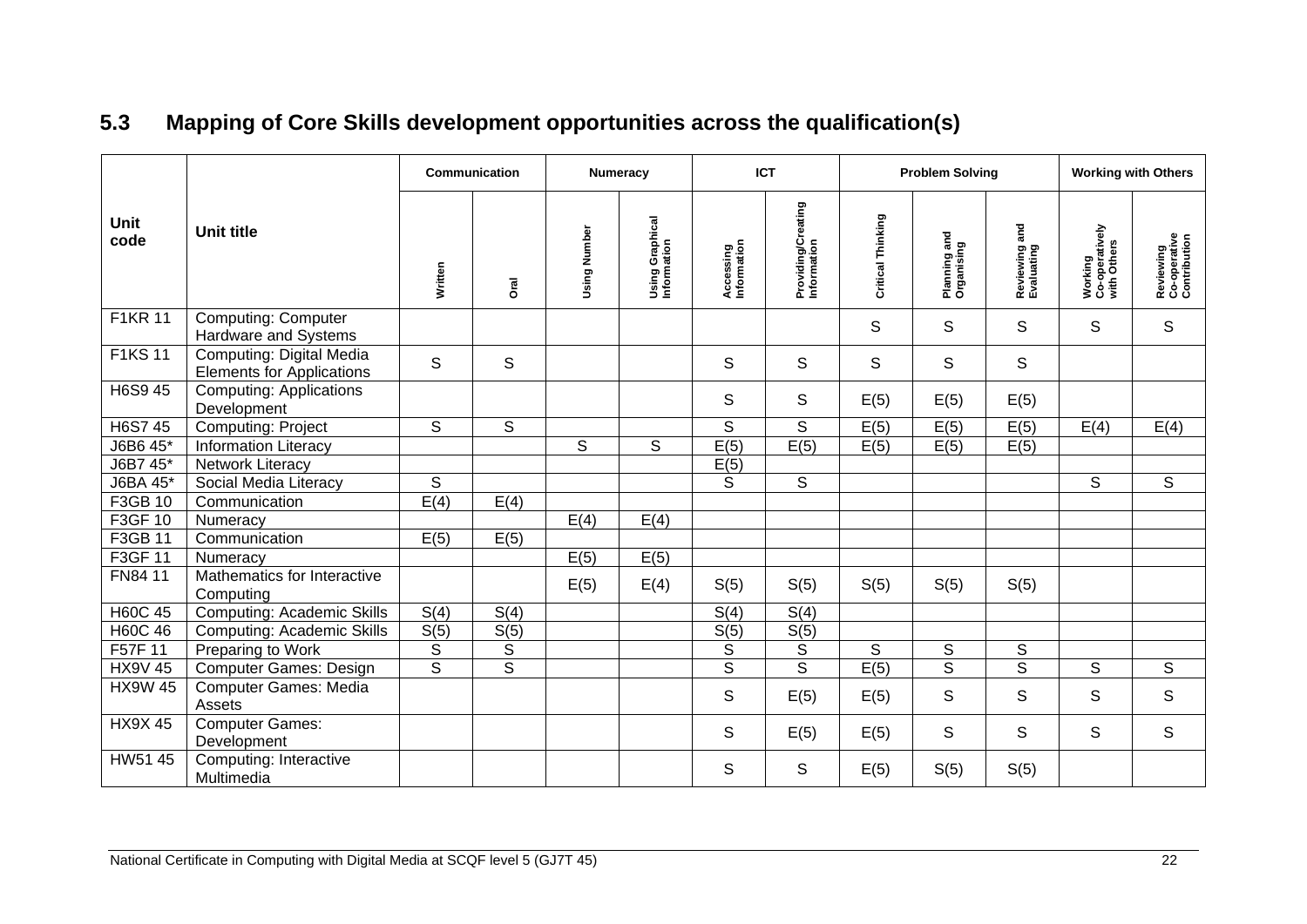## 5.3 Mapping of Core Skills development opportunities across the qualification(s)

| Unit code | Unit title | Communication | | Numeracy | | ICT | | Problem Solving | | | Working with Others | |
|---|---|---|---|---|---|---|---|---|---|---|---|---|
| | | Written | Oral | Using Number | Using Graphical Information | Accessing Information | Providing/Creating Information | Critical Thinking | Planning and Organising | Reviewing and Evaluating | Working Co-operatively with Others | Reviewing Co-operative Contribution |
| F1KR 11 | Computing: Computer Hardware and Systems | | | | | | | S | S | S | S | S |
| F1KS 11 | Computing: Digital Media Elements for Applications | S | S | | | S | S | S | S | S | | |
| H6S9 45 | Computing: Applications Development | | | | | S | S | E(5) | E(5) | E(5) | | |
| H6S7 45 | Computing: Project | S | S | | | S | S | E(5) | E(5) | E(5) | E(4) | E(4) |
| J6B6 45* | Information Literacy | | | S | S | E(5) | E(5) | E(5) | E(5) | E(5) | | |
| J6B7 45* | Network Literacy | | | | | E(5) | | | | | | |
| J6BA 45* | Social Media Literacy | S | | | | S | S | | | | S | S |
| F3GB 10 | Communication | E(4) | E(4) | | | | | | | | | |
| F3GF 10 | Numeracy | | | E(4) | E(4) | | | | | | | |
| F3GB 11 | Communication | E(5) | E(5) | | | | | | | | | |
| F3GF 11 | Numeracy | | | E(5) | E(5) | | | | | | | |
| FN84 11 | Mathematics for Interactive Computing | | | E(5) | E(4) | S(5) | S(5) | S(5) | S(5) | S(5) | | |
| H60C 45 | Computing: Academic Skills | S(4) | S(4) | | | S(4) | S(4) | | | | | |
| H60C 46 | Computing: Academic Skills | S(5) | S(5) | | | S(5) | S(5) | | | | | |
| F57F 11 | Preparing to Work | S | S | | | S | S | S | S | S | | |
| HX9V 45 | Computer Games: Design | S | S | | | S | S | E(5) | S | S | S | S |
| HX9W 45 | Computer Games: Media Assets | | | | | S | E(5) | E(5) | S | S | S | S |
| HX9X 45 | Computer Games: Development | | | | | S | E(5) | E(5) | S | S | S | S |
| HW51 45 | Computing: Interactive Multimedia | | | | | S | S | E(5) | S(5) | S(5) | | |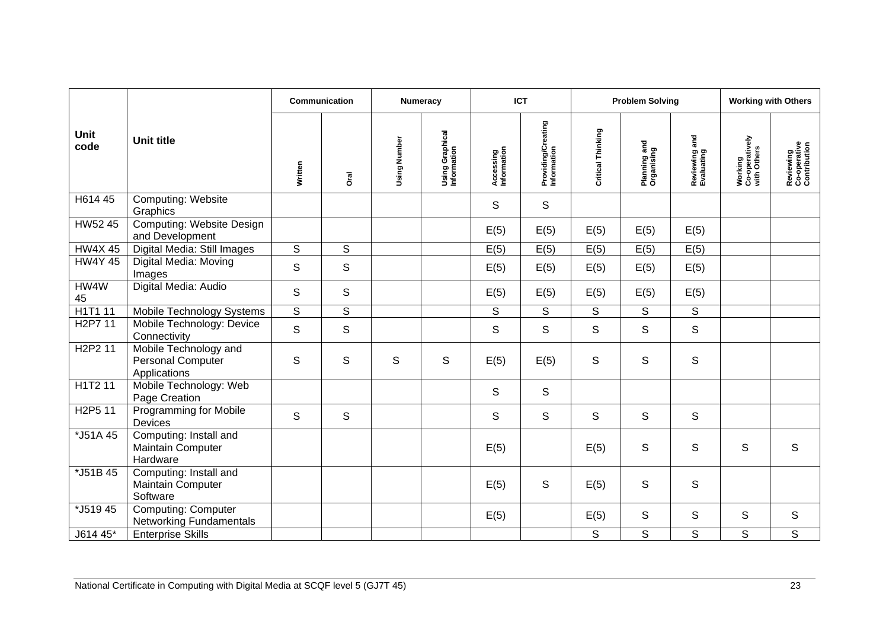| Unit code | Unit title | Communication | | Numeracy | | ICT | | Problem Solving | | | Working with Others | |
|---|---|---|---|---|---|---|---|---|---|---|---|---|
| | | Written | Oral | Using Number | Using Graphical Information | Accessing Information | Providing/Creating Information | Critical Thinking | Planning and Organising | Reviewing and Evaluating | Working Co-operatively with Others | Reviewing Co-operative Contribution |
| H614 45 | Computing: Website Graphics | | | | | S | S | | | | | |
| HW52 45 | Computing: Website Design and Development | | | | | E(5) | E(5) | E(5) | E(5) | E(5) | | |
| HW4X 45 | Digital Media: Still Images | S | S | | | E(5) | E(5) | E(5) | E(5) | E(5) | | |
| HW4Y 45 | Digital Media: Moving Images | S | S | | | E(5) | E(5) | E(5) | E(5) | E(5) | | |
| HW4W 45 | Digital Media: Audio | S | S | | | E(5) | E(5) | E(5) | E(5) | E(5) | | |
| H1T1 11 | Mobile Technology Systems | S | S | | | S | S | S | S | S | | |
| H2P7 11 | Mobile Technology: Device Connectivity | S | S | | | S | S | S | S | S | | |
| H2P2 11 | Mobile Technology and Personal Computer Applications | S | S | S | S | E(5) | E(5) | S | S | S | | |
| H1T2 11 | Mobile Technology: Web Page Creation | | | | | S | S | | | | | |
| H2P5 11 | Programming for Mobile Devices | S | S | | | S | S | S | S | S | | |
| *J51A 45 | Computing: Install and Maintain Computer Hardware | | | | | E(5) | | E(5) | S | S | S | S |
| *J51B 45 | Computing: Install and Maintain Computer Software | | | | | E(5) | S | E(5) | S | S | | |
| *J519 45 | Computing: Computer Networking Fundamentals | | | | | E(5) | | E(5) | S | S | S | S |
| J614 45* | Enterprise Skills | | | | | | | S | S | S | S | S |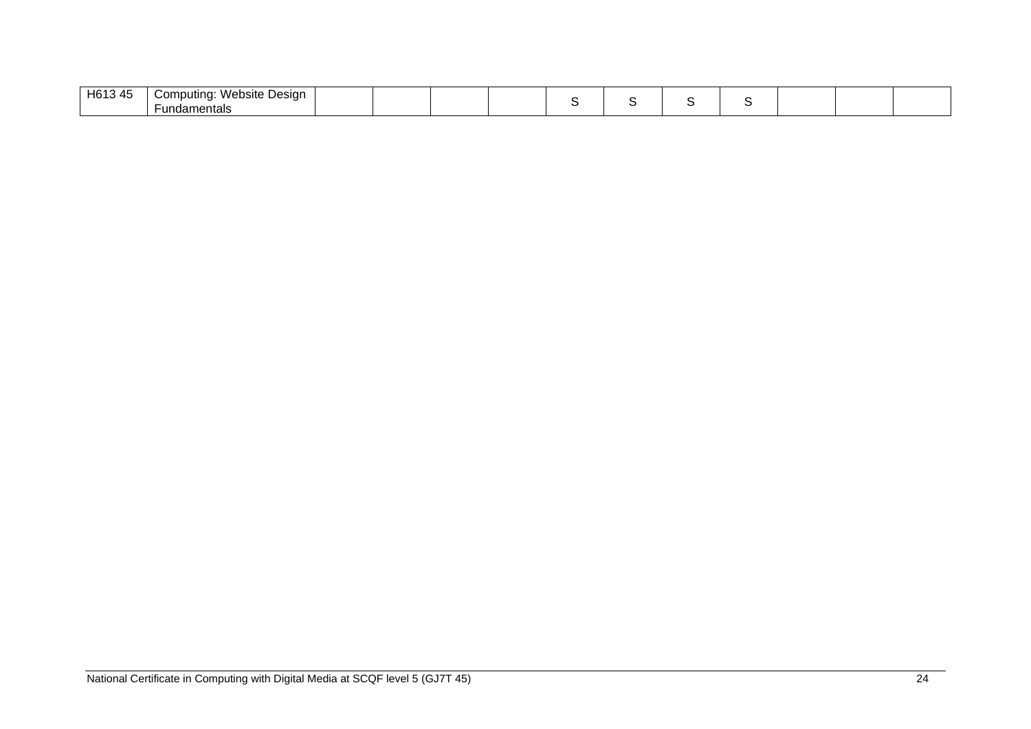| H613 45 | Computing: Website Design Fundamentals | | | | | S | S | S | S | | | |
|---|---|---|---|---|---|---|---|---|---|---|---|---|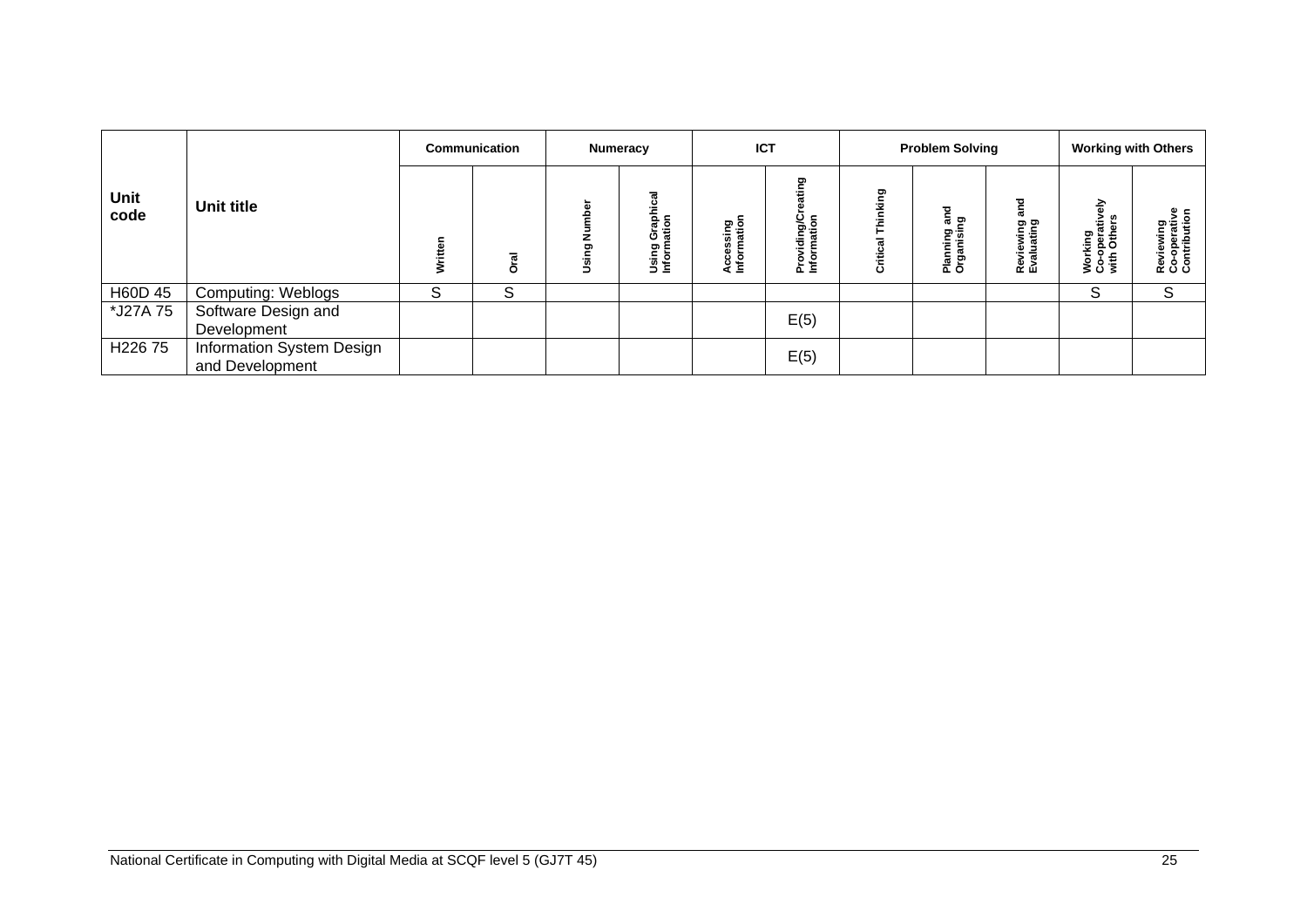| Unit code | Unit title | Communication | | Numeracy | | ICT | | Problem Solving | | | Working with Others | |
|---|---|---|---|---|---|---|---|---|---|---|---|---|
| | | Written | Oral | Using Number | Using Graphical Information | Accessing Information | Providing/Creating Information | Critical Thinking | Planning and Organising | Reviewing and Evaluating | Working Co-operatively with Others | Reviewing Co-operative Contribution |
| H60D 45 | Computing: Weblogs | S | S | | | | | | | | S | S |
| *J27A 75 | Software Design and Development | | | | | | E(5) | | | | | |
| H226 75 | Information System Design and Development | | | | | | E(5) | | | | | |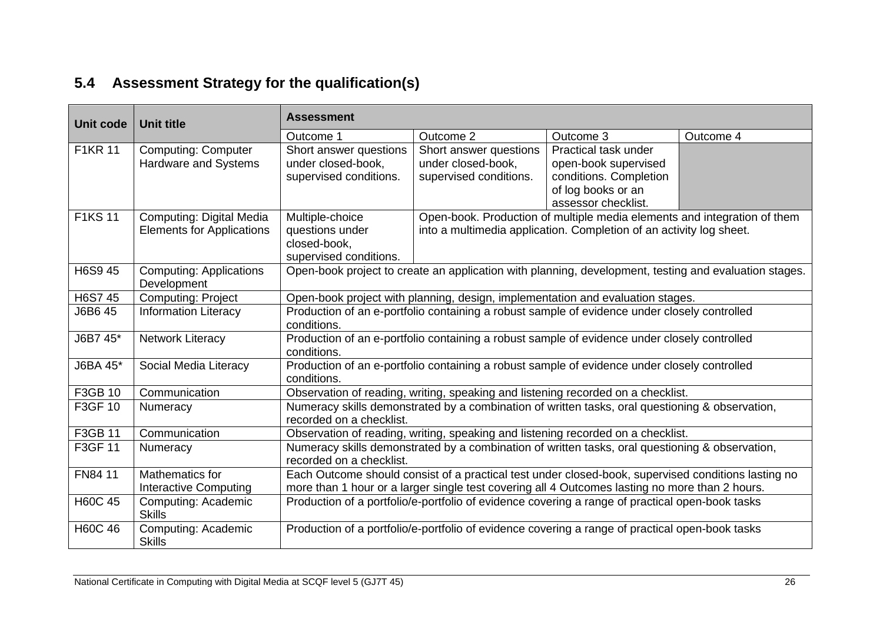## 5.4 Assessment Strategy for the qualification(s)

| Unit code | Unit title | Assessment | | | |
|---|---|---|---|---|---|
| | | Outcome 1 | Outcome 2 | Outcome 3 | Outcome 4 |
| F1KR 11 | Computing: Computer Hardware and Systems | Short answer questions under closed-book, supervised conditions. | Short answer questions under closed-book, supervised conditions. | Practical task under open-book supervised conditions. Completion of log books or an assessor checklist. | |
| F1KS 11 | Computing: Digital Media Elements for Applications | Multiple-choice questions under closed-book, supervised conditions. | Open-book. Production of multiple media elements and integration of them into a multimedia application. Completion of an activity log sheet. | | |
| H6S9 45 | Computing: Applications Development | Open-book project to create an application with planning, development, testing and evaluation stages. | | | |
| H6S7 45 | Computing: Project | Open-book project with planning, design, implementation and evaluation stages. | | | |
| J6B6 45 | Information Literacy | Production of an e-portfolio containing a robust sample of evidence under closely controlled conditions. | | | |
| J6B7 45* | Network Literacy | Production of an e-portfolio containing a robust sample of evidence under closely controlled conditions. | | | |
| J6BA 45* | Social Media Literacy | Production of an e-portfolio containing a robust sample of evidence under closely controlled conditions. | | | |
| F3GB 10 | Communication | Observation of reading, writing, speaking and listening recorded on a checklist. | | | |
| F3GF 10 | Numeracy | Numeracy skills demonstrated by a combination of written tasks, oral questioning & observation, recorded on a checklist. | | | |
| F3GB 11 | Communication | Observation of reading, writing, speaking and listening recorded on a checklist. | | | |
| F3GF 11 | Numeracy | Numeracy skills demonstrated by a combination of written tasks, oral questioning & observation, recorded on a checklist. | | | |
| FN84 11 | Mathematics for Interactive Computing | Each Outcome should consist of a practical test under closed-book, supervised conditions lasting no more than 1 hour or a larger single test covering all 4 Outcomes lasting no more than 2 hours. | | | |
| H60C 45 | Computing: Academic Skills | Production of a portfolio/e-portfolio of evidence covering a range of practical open-book tasks | | | |
| H60C 46 | Computing: Academic Skills | Production of a portfolio/e-portfolio of evidence covering a range of practical open-book tasks | | | |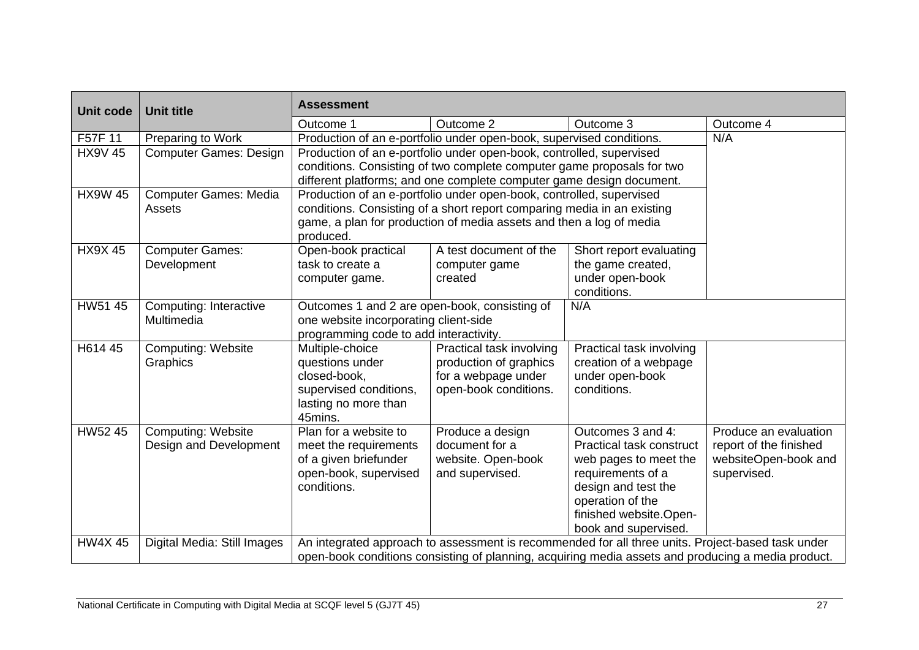| Unit code | Unit title | Assessment | | | |
|---|---|---|---|---|---|
| | | Outcome 1 | Outcome 2 | Outcome 3 | Outcome 4 |
| F57F 11 | Preparing to Work | Production of an e-portfolio under open-book, supervised conditions. | | | N/A |
| HX9V 45 | Computer Games: Design | Production of an e-portfolio under open-book, controlled, supervised conditions. Consisting of two complete computer game proposals for two different platforms; and one complete computer game design document. | | | |
| HX9W 45 | Computer Games: Media Assets | Production of an e-portfolio under open-book, controlled, supervised conditions. Consisting of a short report comparing media in an existing game, a plan for production of media assets and then a log of media produced. | | | |
| HX9X 45 | Computer Games: Development | Open-book practical task to create a computer game. | A test document of the computer game created | Short report evaluating the game created, under open-book conditions. | |
| HW51 45 | Computing: Interactive Multimedia | Outcomes 1 and 2 are open-book, consisting of one website incorporating client-side programming code to add interactivity. | | N/A | |
| H614 45 | Computing: Website Graphics | Multiple-choice questions under closed-book, supervised conditions, lasting no more than 45mins. | Practical task involving production of graphics for a webpage under open-book conditions. | Practical task involving creation of a webpage under open-book conditions. | |
| HW52 45 | Computing: Website Design and Development | Plan for a website to meet the requirements of a given briefunder open-book, supervised conditions. | Produce a design document for a website. Open-book and supervised. | Outcomes 3 and 4: Practical task construct web pages to meet the requirements of a design and test the operation of the finished website.Open-book and supervised. | Produce an evaluation report of the finished websiteOpen-book and supervised. |
| HW4X 45 | Digital Media: Still Images | An integrated approach to assessment is recommended for all three units. Project-based task under open-book conditions consisting of planning, acquiring media assets and producing a media product. | | | |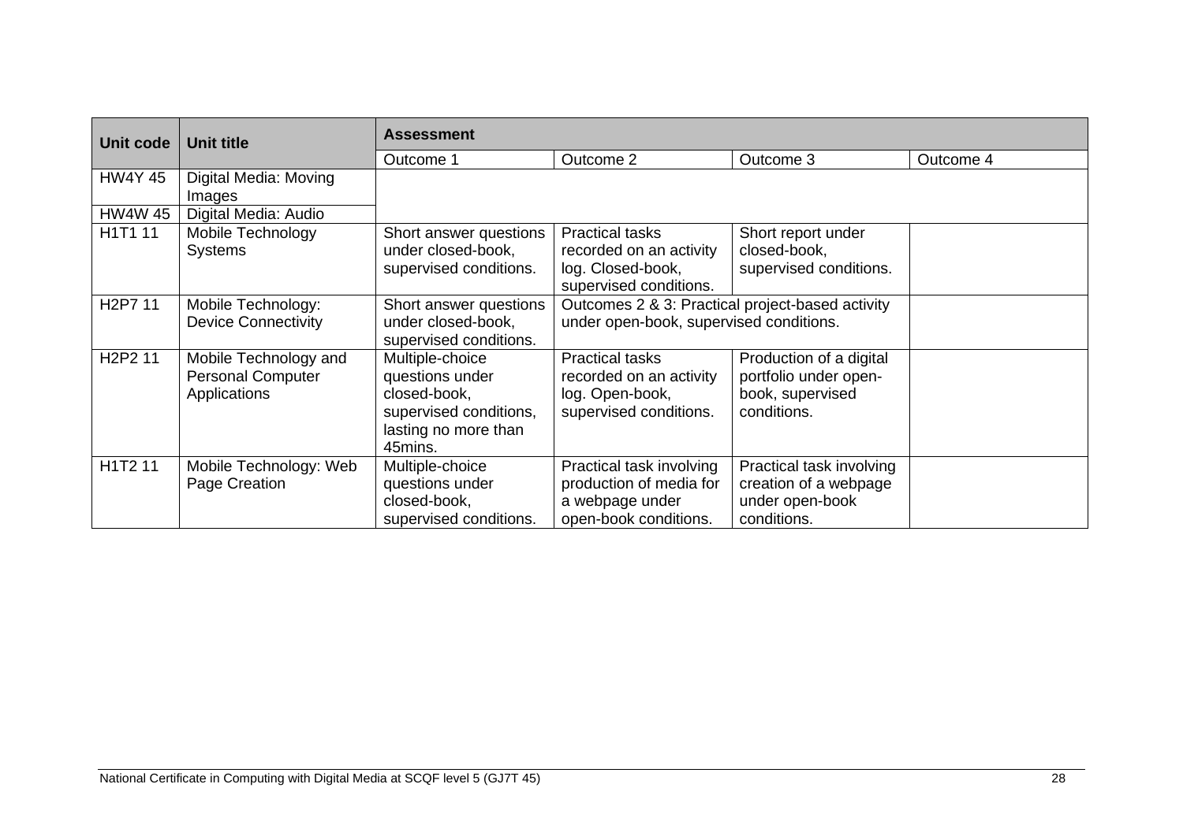| Unit code | Unit title | Assessment | | | |
|---|---|---|---|---|---|
| | | Outcome 1 | Outcome 2 | Outcome 3 | Outcome 4 |
| HW4Y 45 | Digital Media: Moving Images | | | | |
| HW4W 45 | Digital Media: Audio | | | | |
| H1T1 11 | Mobile Technology Systems | Short answer questions under closed-book, supervised conditions. | Practical tasks recorded on an activity log. Closed-book, supervised conditions. | Short report under closed-book, supervised conditions. | |
| H2P7 11 | Mobile Technology: Device Connectivity | Short answer questions under closed-book, supervised conditions. | Outcomes 2 & 3: Practical project-based activity under open-book, supervised conditions. | | |
| H2P2 11 | Mobile Technology and Personal Computer Applications | Multiple-choice questions under closed-book, supervised conditions, lasting no more than 45mins. | Practical tasks recorded on an activity log. Open-book, supervised conditions. | Production of a digital portfolio under open-book, supervised conditions. | |
| H1T2 11 | Mobile Technology: Web Page Creation | Multiple-choice questions under closed-book, supervised conditions. | Practical task involving production of media for a webpage under open-book conditions. | Practical task involving creation of a webpage under open-book conditions. | |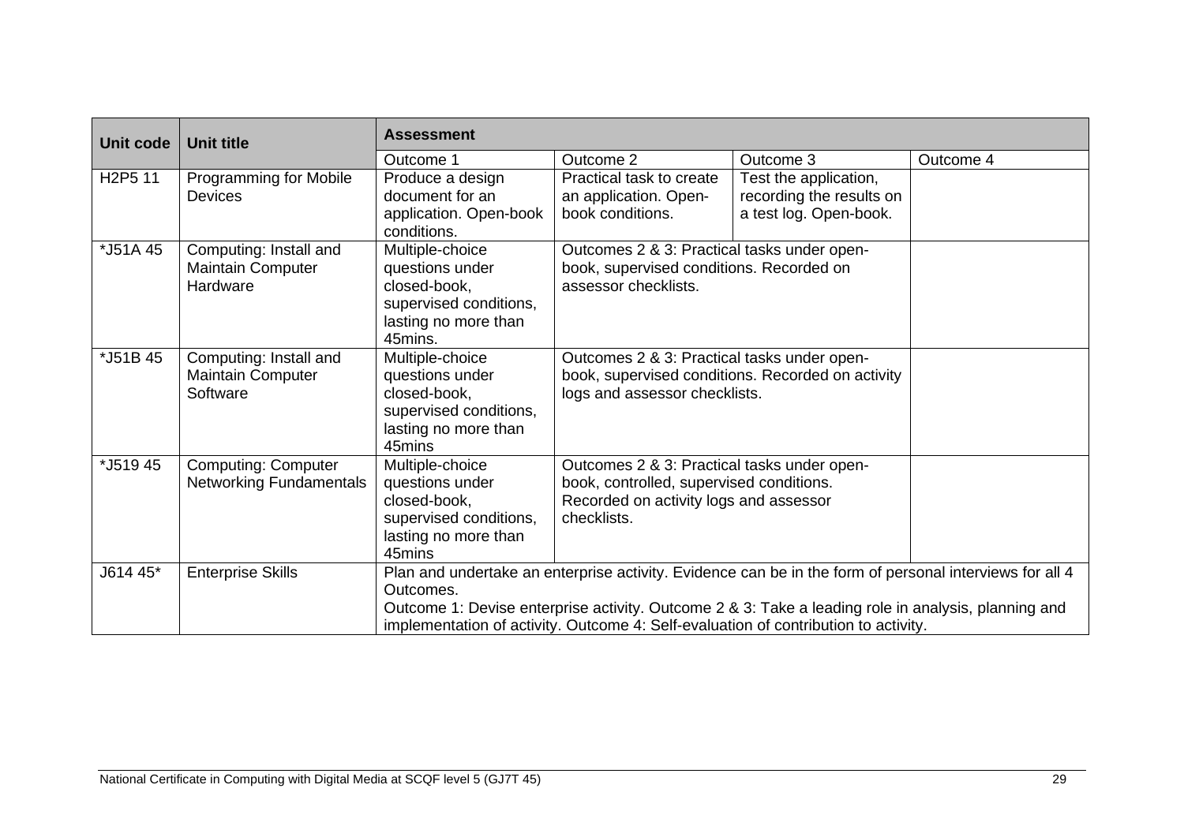| Unit code | Unit title | Assessment | | | |
|---|---|---|---|---|---|
| | | Outcome 1 | Outcome 2 | Outcome 3 | Outcome 4 |
| H2P5 11 | Programming for Mobile Devices | Produce a design document for an application. Open-book conditions. | Practical task to create an application. Open-book conditions. | Test the application, recording the results on a test log. Open-book. | |
| *J51A 45 | Computing: Install and Maintain Computer Hardware | Multiple-choice questions under closed-book, supervised conditions, lasting no more than 45mins. | Outcomes 2 & 3: Practical tasks under open-book, supervised conditions. Recorded on assessor checklists. | | |
| *J51B 45 | Computing: Install and Maintain Computer Software | Multiple-choice questions under closed-book, supervised conditions, lasting no more than 45mins | Outcomes 2 & 3: Practical tasks under open-book, supervised conditions. Recorded on activity logs and assessor checklists. | | |
| *J519 45 | Computing: Computer Networking Fundamentals | Multiple-choice questions under closed-book, supervised conditions, lasting no more than 45mins | Outcomes 2 & 3: Practical tasks under open-book, controlled, supervised conditions. Recorded on activity logs and assessor checklists. | | |
| J614 45* | Enterprise Skills | Plan and undertake an enterprise activity. Evidence can be in the form of personal interviews for all 4 Outcomes. Outcome 1: Devise enterprise activity. Outcome 2 & 3: Take a leading role in analysis, planning and implementation of activity. Outcome 4: Self-evaluation of contribution to activity. | | | |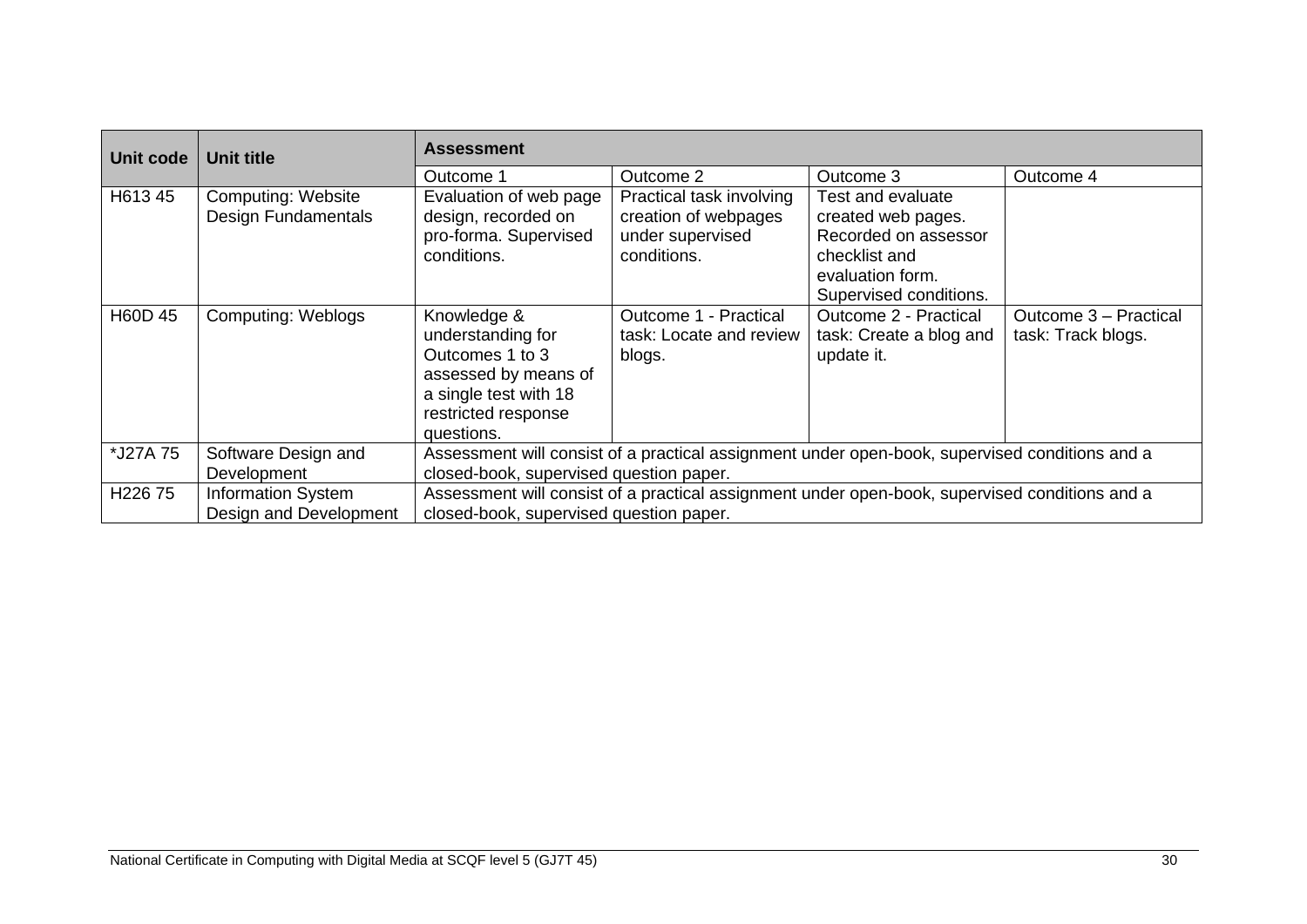| Unit code | Unit title | Assessment | | | |
|---|---|---|---|---|---|
| | | Outcome 1 | Outcome 2 | Outcome 3 | Outcome 4 |
| H613 45 | Computing: Website Design Fundamentals | Evaluation of web page design, recorded on pro-forma. Supervised conditions. | Practical task involving creation of webpages under supervised conditions. | Test and evaluate created web pages. Recorded on assessor checklist and evaluation form. Supervised conditions. | |
| H60D 45 | Computing: Weblogs | Knowledge & understanding for Outcomes 1 to 3 assessed by means of a single test with 18 restricted response questions. | Outcome 1 - Practical task: Locate and review blogs. | Outcome 2 - Practical task: Create a blog and update it. | Outcome 3 – Practical task: Track blogs. |
| *J27A 75 | Software Design and Development | Assessment will consist of a practical assignment under open-book, supervised conditions and a closed-book, supervised question paper. | | | |
| H226 75 | Information System Design and Development | Assessment will consist of a practical assignment under open-book, supervised conditions and a closed-book, supervised question paper. | | | |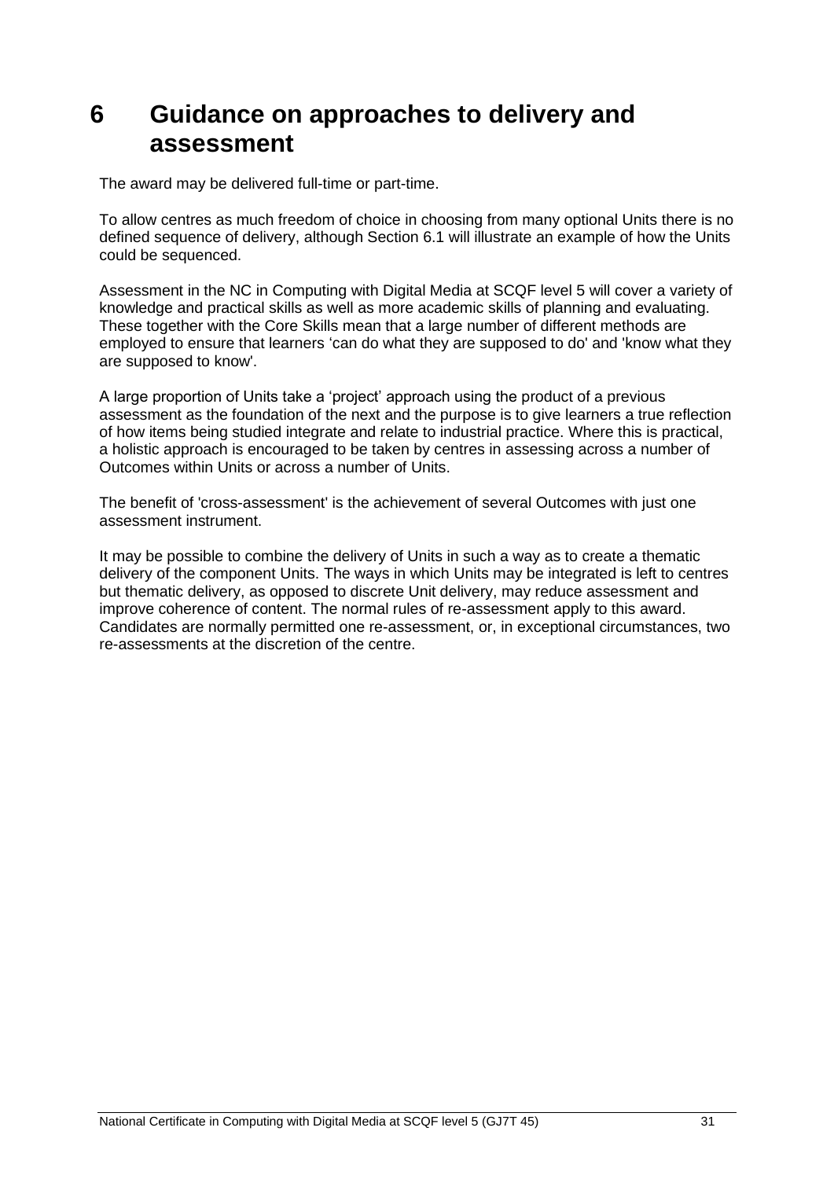# 6 Guidance on approaches to delivery and assessment

The award may be delivered full-time or part-time.

To allow centres as much freedom of choice in choosing from many optional Units there is no defined sequence of delivery, although Section 6.1 will illustrate an example of how the Units could be sequenced.

Assessment in the NC in Computing with Digital Media at SCQF level 5 will cover a variety of knowledge and practical skills as well as more academic skills of planning and evaluating. These together with the Core Skills mean that a large number of different methods are employed to ensure that learners 'can do what they are supposed to do' and 'know what they are supposed to know'.

A large proportion of Units take a 'project' approach using the product of a previous assessment as the foundation of the next and the purpose is to give learners a true reflection of how items being studied integrate and relate to industrial practice. Where this is practical, a holistic approach is encouraged to be taken by centres in assessing across a number of Outcomes within Units or across a number of Units.

The benefit of 'cross-assessment' is the achievement of several Outcomes with just one assessment instrument.

It may be possible to combine the delivery of Units in such a way as to create a thematic delivery of the component Units. The ways in which Units may be integrated is left to centres but thematic delivery, as opposed to discrete Unit delivery, may reduce assessment and improve coherence of content. The normal rules of re-assessment apply to this award. Candidates are normally permitted one re-assessment, or, in exceptional circumstances, two re-assessments at the discretion of the centre.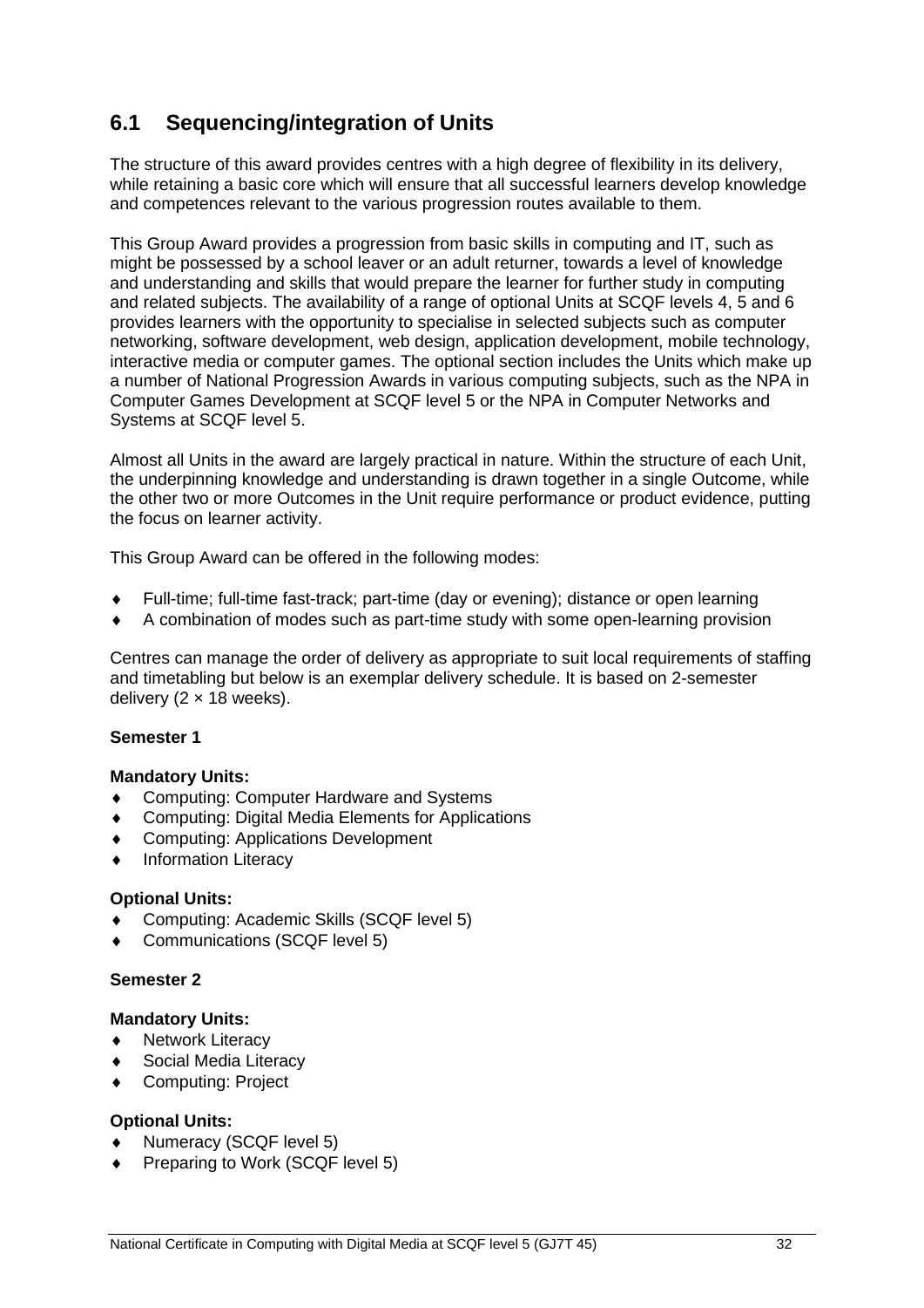## 6.1 Sequencing/integration of Units

The structure of this award provides centres with a high degree of flexibility in its delivery, while retaining a basic core which will ensure that all successful learners develop knowledge and competences relevant to the various progression routes available to them.

This Group Award provides a progression from basic skills in computing and IT, such as might be possessed by a school leaver or an adult returner, towards a level of knowledge and understanding and skills that would prepare the learner for further study in computing and related subjects. The availability of a range of optional Units at SCQF levels 4, 5 and 6 provides learners with the opportunity to specialise in selected subjects such as computer networking, software development, web design, application development, mobile technology, interactive media or computer games. The optional section includes the Units which make up a number of National Progression Awards in various computing subjects, such as the NPA in Computer Games Development at SCQF level 5 or the NPA in Computer Networks and Systems at SCQF level 5.

Almost all Units in the award are largely practical in nature. Within the structure of each Unit, the underpinning knowledge and understanding is drawn together in a single Outcome, while the other two or more Outcomes in the Unit require performance or product evidence, putting the focus on learner activity.

This Group Award can be offered in the following modes:

- Full-time; full-time fast-track; part-time (day or evening); distance or open learning
- A combination of modes such as part-time study with some open-learning provision

Centres can manage the order of delivery as appropriate to suit local requirements of staffing and timetabling but below is an exemplar delivery schedule. It is based on 2-semester delivery (2 × 18 weeks).

**Semester 1**

**Mandatory Units:**
- Computing: Computer Hardware and Systems
- Computing: Digital Media Elements for Applications
- Computing: Applications Development
- Information Literacy

**Optional Units:**
- Computing: Academic Skills (SCQF level 5)
- Communications (SCQF level 5)

**Semester 2**

**Mandatory Units:**
- Network Literacy
- Social Media Literacy
- Computing: Project

**Optional Units:**
- Numeracy (SCQF level 5)
- Preparing to Work (SCQF level 5)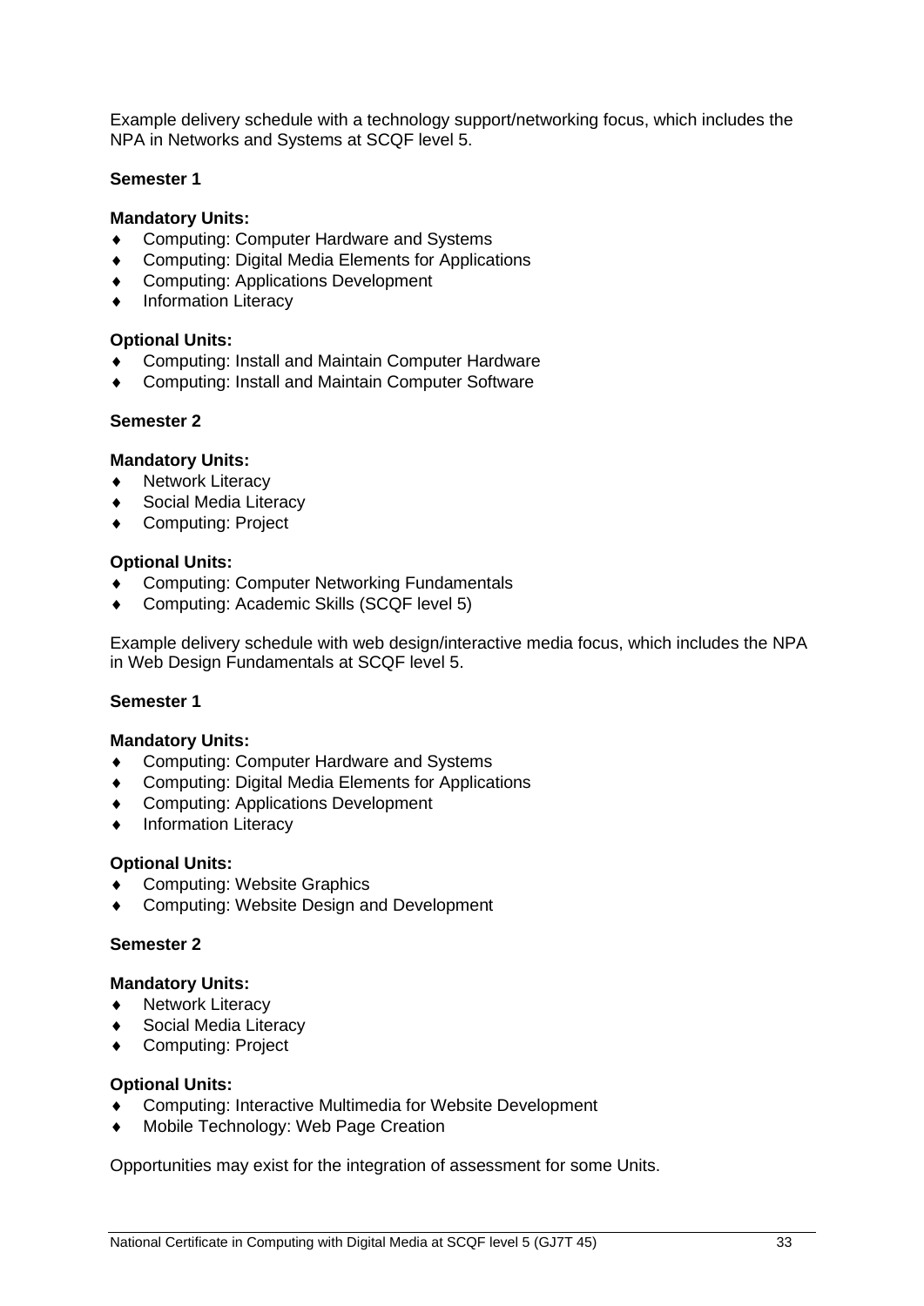Example delivery schedule with a technology support/networking focus, which includes the NPA in Networks and Systems at SCQF level 5.

**Semester 1**

**Mandatory Units:**

- Computing: Computer Hardware and Systems
- Computing: Digital Media Elements for Applications
- Computing: Applications Development
- Information Literacy

**Optional Units:**

- Computing: Install and Maintain Computer Hardware
- Computing: Install and Maintain Computer Software

**Semester 2**

**Mandatory Units:**

- Network Literacy
- Social Media Literacy
- Computing: Project

**Optional Units:**

- Computing: Computer Networking Fundamentals
- Computing: Academic Skills (SCQF level 5)

Example delivery schedule with web design/interactive media focus, which includes the NPA in Web Design Fundamentals at SCQF level 5.

**Semester 1**

**Mandatory Units:**

- Computing: Computer Hardware and Systems
- Computing: Digital Media Elements for Applications
- Computing: Applications Development
- Information Literacy

**Optional Units:**

- Computing: Website Graphics
- Computing: Website Design and Development

**Semester 2**

**Mandatory Units:**

- Network Literacy
- Social Media Literacy
- Computing: Project

**Optional Units:**

- Computing: Interactive Multimedia for Website Development
- Mobile Technology: Web Page Creation

Opportunities may exist for the integration of assessment for some Units.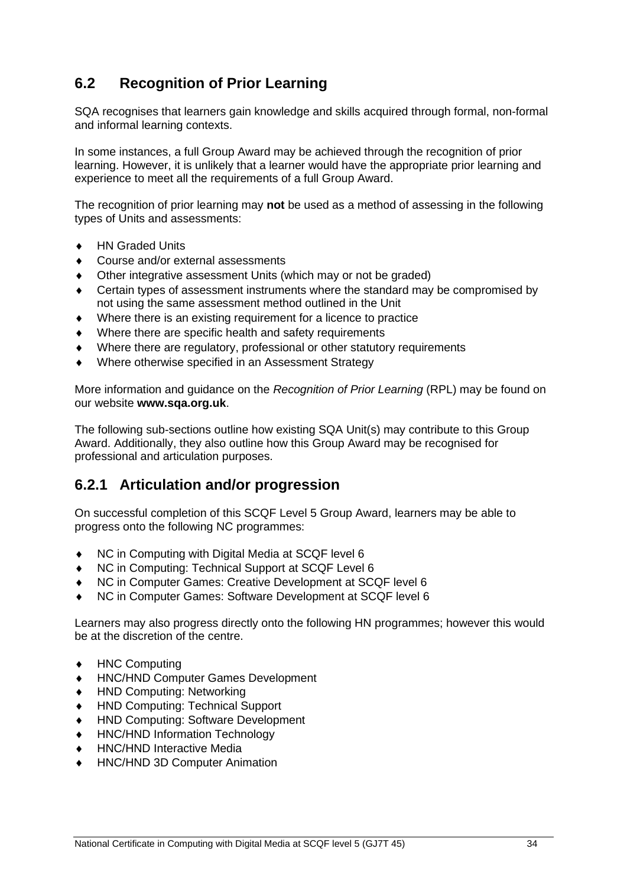## 6.2 Recognition of Prior Learning

SQA recognises that learners gain knowledge and skills acquired through formal, non-formal and informal learning contexts.

In some instances, a full Group Award may be achieved through the recognition of prior learning. However, it is unlikely that a learner would have the appropriate prior learning and experience to meet all the requirements of a full Group Award.

The recognition of prior learning may **not** be used as a method of assessing in the following types of Units and assessments:

- HN Graded Units
- Course and/or external assessments
- Other integrative assessment Units (which may or not be graded)
- Certain types of assessment instruments where the standard may be compromised by not using the same assessment method outlined in the Unit
- Where there is an existing requirement for a licence to practice
- Where there are specific health and safety requirements
- Where there are regulatory, professional or other statutory requirements
- Where otherwise specified in an Assessment Strategy

More information and guidance on the *Recognition of Prior Learning* (RPL) may be found on our website **www.sqa.org.uk**.

The following sub-sections outline how existing SQA Unit(s) may contribute to this Group Award. Additionally, they also outline how this Group Award may be recognised for professional and articulation purposes.

### 6.2.1 Articulation and/or progression

On successful completion of this SCQF Level 5 Group Award, learners may be able to progress onto the following NC programmes:

- NC in Computing with Digital Media at SCQF level 6
- NC in Computing: Technical Support at SCQF Level 6
- NC in Computer Games: Creative Development at SCQF level 6
- NC in Computer Games: Software Development at SCQF level 6

Learners may also progress directly onto the following HN programmes; however this would be at the discretion of the centre.

- HNC Computing
- HNC/HND Computer Games Development
- HND Computing: Networking
- HND Computing: Technical Support
- HND Computing: Software Development
- HNC/HND Information Technology
- HNC/HND Interactive Media
- HNC/HND 3D Computer Animation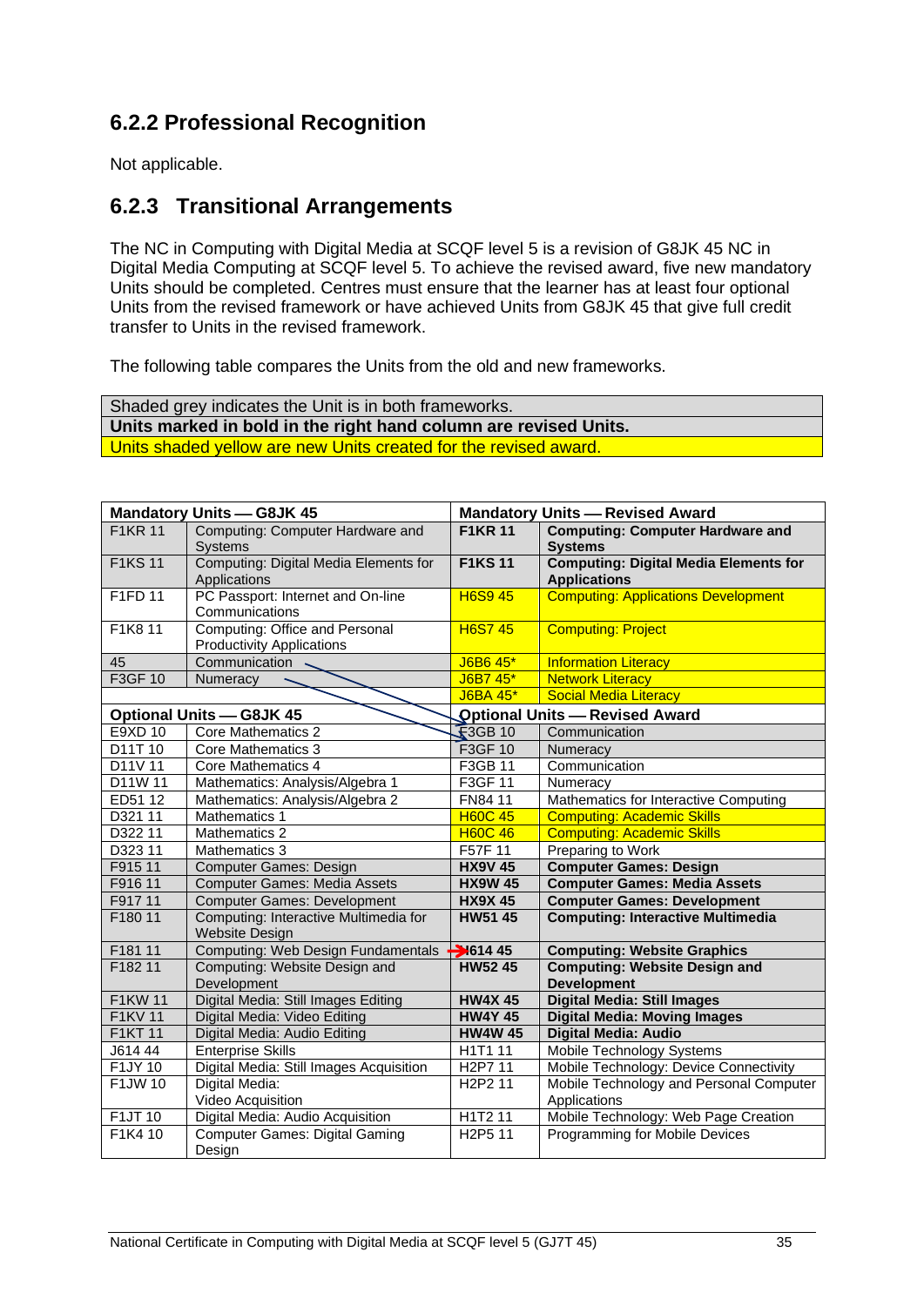### 6.2.2 Professional Recognition

Not applicable.

### 6.2.3 Transitional Arrangements

The NC in Computing with Digital Media at SCQF level 5 is a revision of G8JK 45 NC in Digital Media Computing at SCQF level 5. To achieve the revised award, five new mandatory Units should be completed. Centres must ensure that the learner has at least four optional Units from the revised framework or have achieved Units from G8JK 45 that give full credit transfer to Units in the revised framework.

The following table compares the Units from the old and new frameworks.

| Shaded grey indicates the Unit is in both frameworks. |
|---|
| **Units marked in bold in the right hand column are revised Units.** |
| Units shaded yellow are new Units created for the revised award. |

| **Mandatory Units — G8JK 45** | | **Mandatory Units — Revised Award** | |
|---|---|---|---|
| F1KR 11 | Computing: Computer Hardware and Systems | **F1KR 11** | **Computing: Computer Hardware and Systems** |
| F1KS 11 | Computing: Digital Media Elements for Applications | **F1KS 11** | **Computing: Digital Media Elements for Applications** |
| F1FD 11 | PC Passport: Internet and On-line Communications | H6S9 45 | Computing: Applications Development |
| F1K8 11 | Computing: Office and Personal Productivity Applications | H6S7 45 | Computing: Project |
| 45 | Communication | J6B6 45* | Information Literacy |
| F3GF 10 | Numeracy | J6B7 45* | Network Literacy |
| | | J6BA 45* | Social Media Literacy |
| **Optional Units — G8JK 45** | | **Optional Units — Revised Award** | |
| E9XD 10 | Core Mathematics 2 | F3GB 10 | Communication |
| D11T 10 | Core Mathematics 3 | F3GF 10 | Numeracy |
| D11V 11 | Core Mathematics 4 | F3GB 11 | Communication |
| D11W 11 | Mathematics: Analysis/Algebra 1 | F3GF 11 | Numeracy |
| ED51 12 | Mathematics: Analysis/Algebra 2 | FN84 11 | Mathematics for Interactive Computing |
| D321 11 | Mathematics 1 | H60C 45 | Computing: Academic Skills |
| D322 11 | Mathematics 2 | H60C 46 | Computing: Academic Skills |
| D323 11 | Mathematics 3 | F57F 11 | Preparing to Work |
| F915 11 | Computer Games: Design | **HX9V 45** | **Computer Games: Design** |
| F916 11 | Computer Games: Media Assets | **HX9W 45** | **Computer Games: Media Assets** |
| F917 11 | Computer Games: Development | **HX9X 45** | **Computer Games: Development** |
| F180 11 | Computing: Interactive Multimedia for Website Design | **HW51 45** | **Computing: Interactive Multimedia** |
| F181 11 | Computing: Web Design Fundamentals | **J614 45** | **Computing: Website Graphics** |
| F182 11 | Computing: Website Design and Development | **HW52 45** | **Computing: Website Design and Development** |
| F1KW 11 | Digital Media: Still Images Editing | **HW4X 45** | **Digital Media: Still Images** |
| F1KV 11 | Digital Media: Video Editing | **HW4Y 45** | **Digital Media: Moving Images** |
| F1KT 11 | Digital Media: Audio Editing | **HW4W 45** | **Digital Media: Audio** |
| J614 44 | Enterprise Skills | H1T1 11 | Mobile Technology Systems |
| F1JY 10 | Digital Media: Still Images Acquisition | H2P7 11 | Mobile Technology: Device Connectivity |
| F1JW 10 | Digital Media: Video Acquisition | H2P2 11 | Mobile Technology and Personal Computer Applications |
| F1JT 10 | Digital Media: Audio Acquisition | H1T2 11 | Mobile Technology: Web Page Creation |
| F1K4 10 | Computer Games: Digital Gaming Design | H2P5 11 | Programming for Mobile Devices |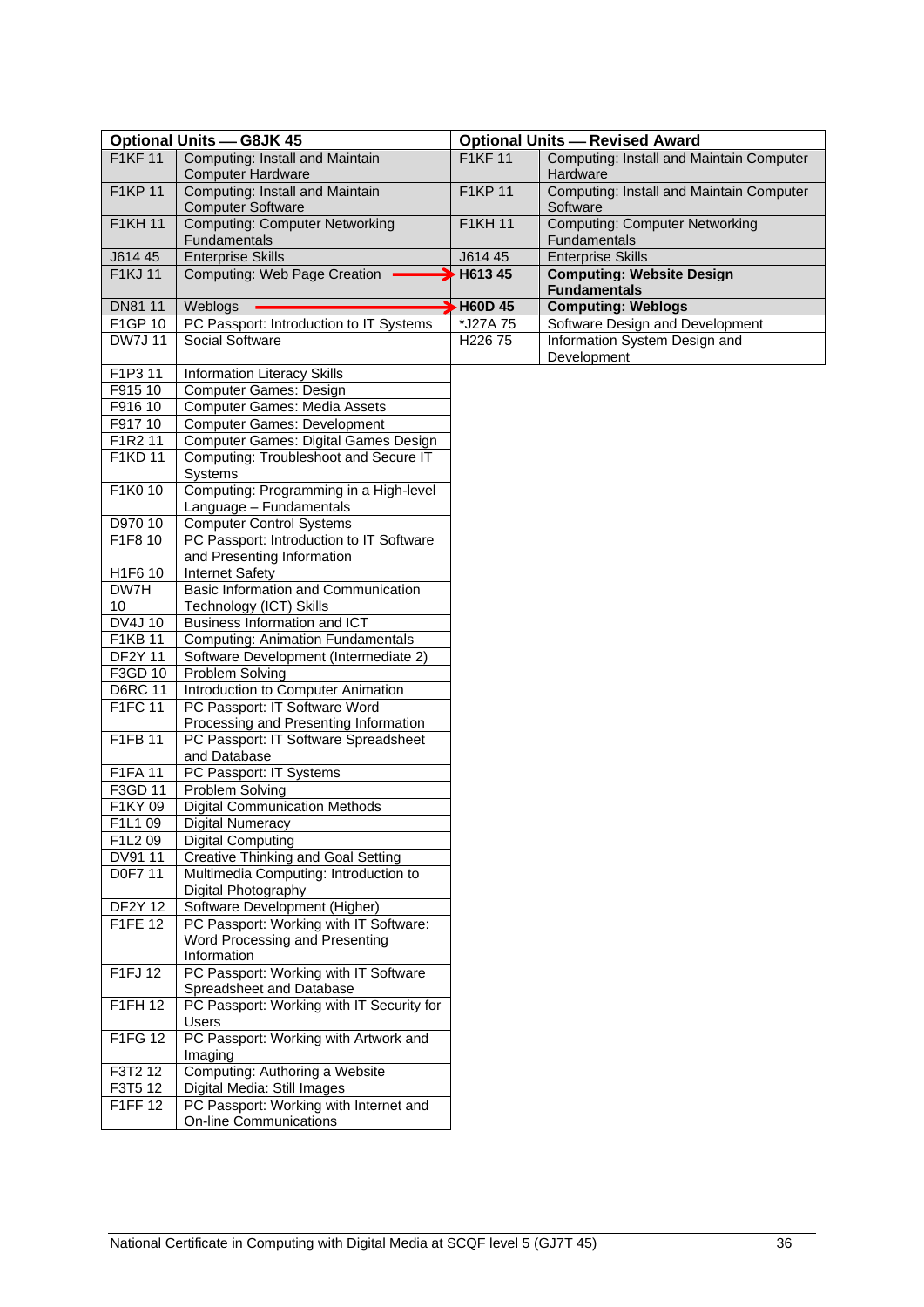| Optional Units — G8JK 45 | | Optional Units — Revised Award | |
|---|---|---|---|
| F1KF 11 | Computing: Install and Maintain Computer Hardware | F1KF 11 | Computing: Install and Maintain Computer Hardware |
| F1KP 11 | Computing: Install and Maintain Computer Software | F1KP 11 | Computing: Install and Maintain Computer Software |
| F1KH 11 | Computing: Computer Networking Fundamentals | F1KH 11 | Computing: Computer Networking Fundamentals |
| J614 45 | Enterprise Skills | J614 45 | Enterprise Skills |
| F1KJ 11 | Computing: Web Page Creation → | **H613 45** | **Computing: Website Design Fundamentals** |
| DN81 11 | Weblogs → | **H60D 45** | **Computing: Weblogs** |
| F1GP 10 | PC Passport: Introduction to IT Systems | *J27A 75 | Software Design and Development |
| DW7J 11 | Social Software | H226 75 | Information System Design and Development |
| F1P3 11 | Information Literacy Skills | | |
| F915 10 | Computer Games: Design | | |
| F916 10 | Computer Games: Media Assets | | |
| F917 10 | Computer Games: Development | | |
| F1R2 11 | Computer Games: Digital Games Design | | |
| F1KD 11 | Computing: Troubleshoot and Secure IT Systems | | |
| F1K0 10 | Computing: Programming in a High-level Language – Fundamentals | | |
| D970 10 | Computer Control Systems | | |
| F1F8 10 | PC Passport: Introduction to IT Software and Presenting Information | | |
| H1F6 10 | Internet Safety | | |
| DW7H 10 | Basic Information and Communication Technology (ICT) Skills | | |
| DV4J 10 | Business Information and ICT | | |
| F1KB 11 | Computing: Animation Fundamentals | | |
| DF2Y 11 | Software Development (Intermediate 2) | | |
| F3GD 10 | Problem Solving | | |
| D6RC 11 | Introduction to Computer Animation | | |
| F1FC 11 | PC Passport: IT Software Word Processing and Presenting Information | | |
| F1FB 11 | PC Passport: IT Software Spreadsheet and Database | | |
| F1FA 11 | PC Passport: IT Systems | | |
| F3GD 11 | Problem Solving | | |
| F1KY 09 | Digital Communication Methods | | |
| F1L1 09 | Digital Numeracy | | |
| F1L2 09 | Digital Computing | | |
| DV91 11 | Creative Thinking and Goal Setting | | |
| D0F7 11 | Multimedia Computing: Introduction to Digital Photography | | |
| DF2Y 12 | Software Development (Higher) | | |
| F1FE 12 | PC Passport: Working with IT Software: Word Processing and Presenting Information | | |
| F1FJ 12 | PC Passport: Working with IT Software Spreadsheet and Database | | |
| F1FH 12 | PC Passport: Working with IT Security for Users | | |
| F1FG 12 | PC Passport: Working with Artwork and Imaging | | |
| F3T2 12 | Computing: Authoring a Website | | |
| F3T5 12 | Digital Media: Still Images | | |
| F1FF 12 | PC Passport: Working with Internet and On-line Communications | | |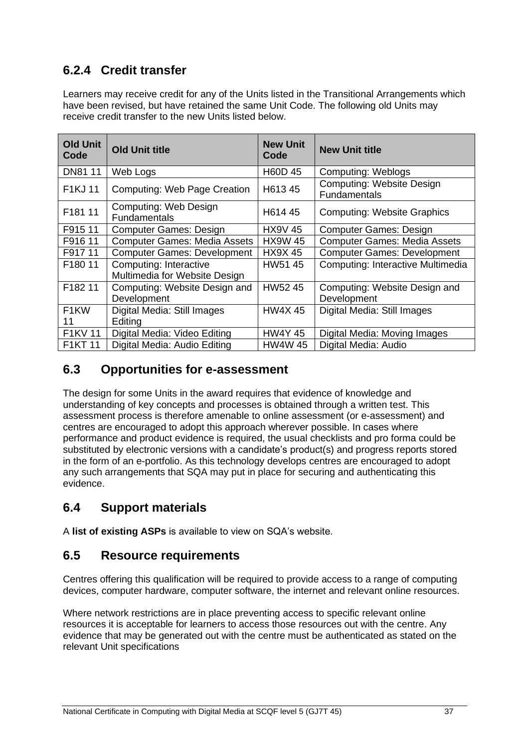### 6.2.4 Credit transfer

Learners may receive credit for any of the Units listed in the Transitional Arrangements which have been revised, but have retained the same Unit Code. The following old Units may receive credit transfer to the new Units listed below.

| Old Unit Code | Old Unit title | New Unit Code | New Unit title |
|---|---|---|---|
| DN81 11 | Web Logs | H60D 45 | Computing: Weblogs |
| F1KJ 11 | Computing: Web Page Creation | H613 45 | Computing: Website Design Fundamentals |
| F181 11 | Computing: Web Design Fundamentals | H614 45 | Computing: Website Graphics |
| F915 11 | Computer Games: Design | HX9V 45 | Computer Games: Design |
| F916 11 | Computer Games: Media Assets | HX9W 45 | Computer Games: Media Assets |
| F917 11 | Computer Games: Development | HX9X 45 | Computer Games: Development |
| F180 11 | Computing: Interactive Multimedia for Website Design | HW51 45 | Computing: Interactive Multimedia |
| F182 11 | Computing: Website Design and Development | HW52 45 | Computing: Website Design and Development |
| F1KW 11 | Digital Media: Still Images Editing | HW4X 45 | Digital Media: Still Images |
| F1KV 11 | Digital Media: Video Editing | HW4Y 45 | Digital Media: Moving Images |
| F1KT 11 | Digital Media: Audio Editing | HW4W 45 | Digital Media: Audio |

## 6.3 Opportunities for e-assessment

The design for some Units in the award requires that evidence of knowledge and understanding of key concepts and processes is obtained through a written test. This assessment process is therefore amenable to online assessment (or e-assessment) and centres are encouraged to adopt this approach wherever possible. In cases where performance and product evidence is required, the usual checklists and pro forma could be substituted by electronic versions with a candidate's product(s) and progress reports stored in the form of an e-portfolio. As this technology develops centres are encouraged to adopt any such arrangements that SQA may put in place for securing and authenticating this evidence.

## 6.4 Support materials

A **list of existing ASPs** is available to view on SQA's website.

## 6.5 Resource requirements

Centres offering this qualification will be required to provide access to a range of computing devices, computer hardware, computer software, the internet and relevant online resources.

Where network restrictions are in place preventing access to specific relevant online resources it is acceptable for learners to access those resources out with the centre. Any evidence that may be generated out with the centre must be authenticated as stated on the relevant Unit specifications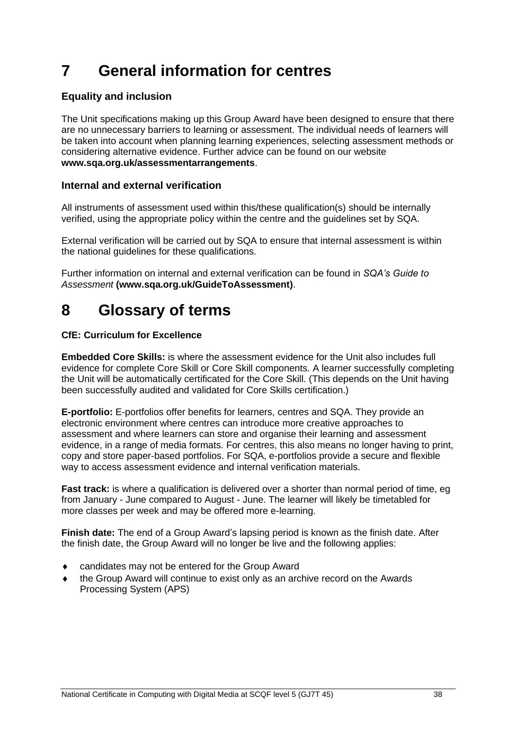# 7 General information for centres

### Equality and inclusion

The Unit specifications making up this Group Award have been designed to ensure that there are no unnecessary barriers to learning or assessment. The individual needs of learners will be taken into account when planning learning experiences, selecting assessment methods or considering alternative evidence. Further advice can be found on our website **www.sqa.org.uk/assessmentarrangements**.

### Internal and external verification

All instruments of assessment used within this/these qualification(s) should be internally verified, using the appropriate policy within the centre and the guidelines set by SQA.

External verification will be carried out by SQA to ensure that internal assessment is within the national guidelines for these qualifications.

Further information on internal and external verification can be found in *SQA's Guide to Assessment* **(www.sqa.org.uk/GuideToAssessment)**.

# 8 Glossary of terms

**CfE: Curriculum for Excellence**

**Embedded Core Skills:** is where the assessment evidence for the Unit also includes full evidence for complete Core Skill or Core Skill components. A learner successfully completing the Unit will be automatically certificated for the Core Skill. (This depends on the Unit having been successfully audited and validated for Core Skills certification.)

**E-portfolio:** E-portfolios offer benefits for learners, centres and SQA. They provide an electronic environment where centres can introduce more creative approaches to assessment and where learners can store and organise their learning and assessment evidence, in a range of media formats. For centres, this also means no longer having to print, copy and store paper-based portfolios. For SQA, e-portfolios provide a secure and flexible way to access assessment evidence and internal verification materials.

**Fast track:** is where a qualification is delivered over a shorter than normal period of time, eg from January - June compared to August - June. The learner will likely be timetabled for more classes per week and may be offered more e-learning.

**Finish date:** The end of a Group Award's lapsing period is known as the finish date. After the finish date, the Group Award will no longer be live and the following applies:

- candidates may not be entered for the Group Award
- the Group Award will continue to exist only as an archive record on the Awards Processing System (APS)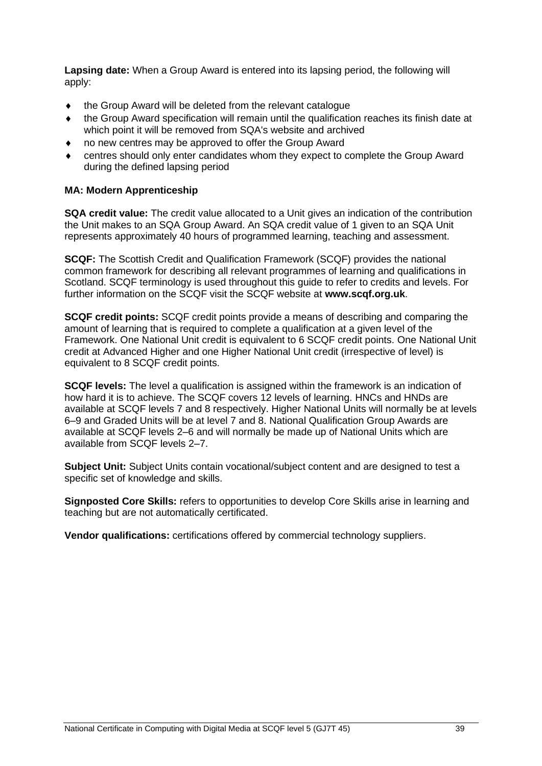**Lapsing date:** When a Group Award is entered into its lapsing period, the following will apply:

- the Group Award will be deleted from the relevant catalogue
- the Group Award specification will remain until the qualification reaches its finish date at which point it will be removed from SQA's website and archived
- no new centres may be approved to offer the Group Award
- centres should only enter candidates whom they expect to complete the Group Award during the defined lapsing period

**MA: Modern Apprenticeship**

**SQA credit value:** The credit value allocated to a Unit gives an indication of the contribution the Unit makes to an SQA Group Award. An SQA credit value of 1 given to an SQA Unit represents approximately 40 hours of programmed learning, teaching and assessment.

**SCQF:** The Scottish Credit and Qualification Framework (SCQF) provides the national common framework for describing all relevant programmes of learning and qualifications in Scotland. SCQF terminology is used throughout this guide to refer to credits and levels. For further information on the SCQF visit the SCQF website at **www.scqf.org.uk**.

**SCQF credit points:** SCQF credit points provide a means of describing and comparing the amount of learning that is required to complete a qualification at a given level of the Framework. One National Unit credit is equivalent to 6 SCQF credit points. One National Unit credit at Advanced Higher and one Higher National Unit credit (irrespective of level) is equivalent to 8 SCQF credit points.

**SCQF levels:** The level a qualification is assigned within the framework is an indication of how hard it is to achieve. The SCQF covers 12 levels of learning. HNCs and HNDs are available at SCQF levels 7 and 8 respectively. Higher National Units will normally be at levels 6–9 and Graded Units will be at level 7 and 8. National Qualification Group Awards are available at SCQF levels 2–6 and will normally be made up of National Units which are available from SCQF levels 2–7.

**Subject Unit:** Subject Units contain vocational/subject content and are designed to test a specific set of knowledge and skills.

**Signposted Core Skills:** refers to opportunities to develop Core Skills arise in learning and teaching but are not automatically certificated.

**Vendor qualifications:** certifications offered by commercial technology suppliers.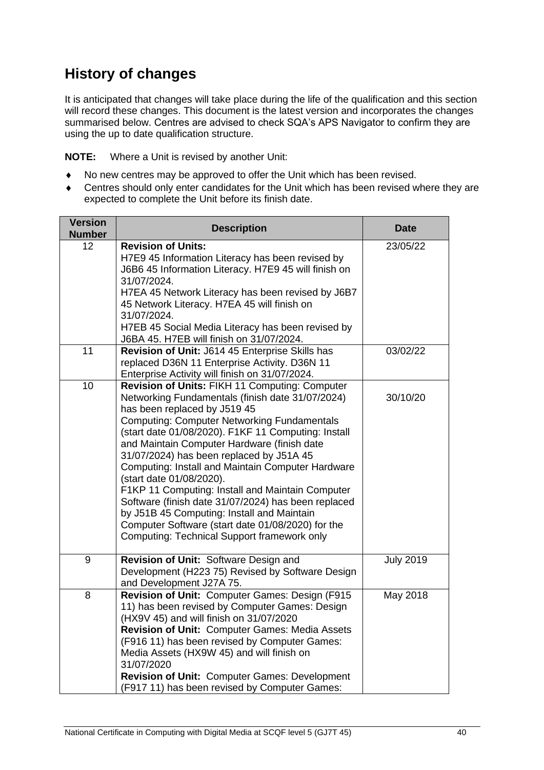## History of changes

It is anticipated that changes will take place during the life of the qualification and this section will record these changes. This document is the latest version and incorporates the changes summarised below. Centres are advised to check SQA's APS Navigator to confirm they are using the up to date qualification structure.

**NOTE:** Where a Unit is revised by another Unit:

- No new centres may be approved to offer the Unit which has been revised.
- Centres should only enter candidates for the Unit which has been revised where they are expected to complete the Unit before its finish date.

| Version Number | Description | Date |
|---|---|---|
| 12 | **Revision of Units:**<br>H7E9 45 Information Literacy has been revised by J6B6 45 Information Literacy. H7E9 45 will finish on 31/07/2024.<br>H7EA 45 Network Literacy has been revised by J6B7 45 Network Literacy. H7EA 45 will finish on 31/07/2024.<br>H7EB 45 Social Media Literacy has been revised by J6BA 45. H7EB will finish on 31/07/2024. | 23/05/22 |
| 11 | **Revision of Unit:** J614 45 Enterprise Skills has replaced D36N 11 Enterprise Activity. D36N 11 Enterprise Activity will finish on 31/07/2024. | 03/02/22 |
| 10 | **Revision of Units:** FIKH 11 Computing: Computer Networking Fundamentals (finish date 31/07/2024) has been replaced by J519 45 Computing: Computer Networking Fundamentals (start date 01/08/2020). F1KF 11 Computing: Install and Maintain Computer Hardware (finish date 31/07/2024) has been replaced by J51A 45 Computing: Install and Maintain Computer Hardware (start date 01/08/2020).<br>F1KP 11 Computing: Install and Maintain Computer Software (finish date 31/07/2024) has been replaced by J51B 45 Computing: Install and Maintain Computer Software (start date 01/08/2020) for the Computing: Technical Support framework only | 30/10/20 |
| 9 | **Revision of Unit:** Software Design and Development (H223 75) Revised by Software Design and Development J27A 75. | July 2019 |
| 8 | **Revision of Unit:** Computer Games: Design (F915 11) has been revised by Computer Games: Design (HX9V 45) and will finish on 31/07/2020<br>**Revision of Unit:** Computer Games: Media Assets (F916 11) has been revised by Computer Games: Media Assets (HX9W 45) and will finish on 31/07/2020<br>**Revision of Unit:** Computer Games: Development (F917 11) has been revised by Computer Games: | May 2018 |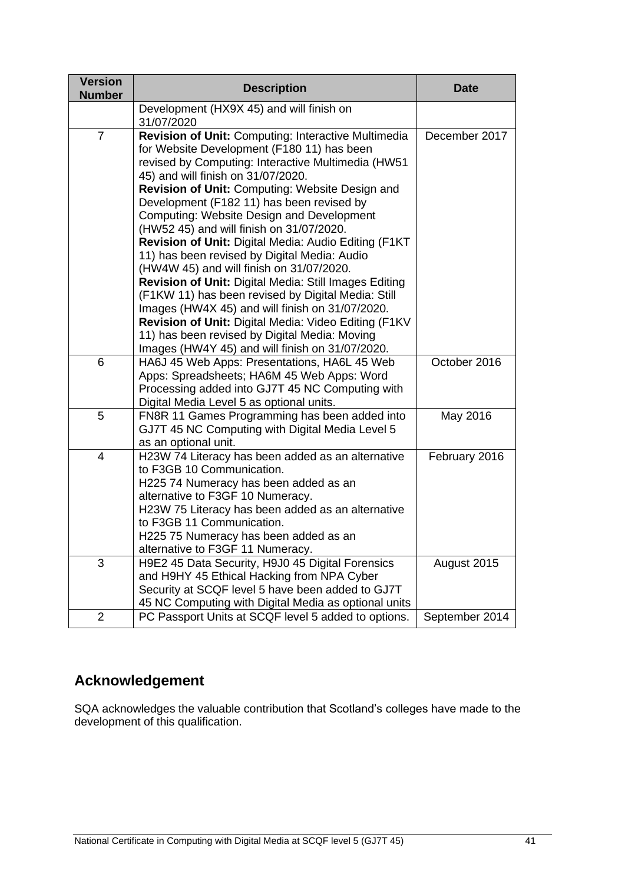| Version Number | Description | Date |
|---|---|---|
| | Development (HX9X 45) and will finish on 31/07/2020 | |
| 7 | **Revision of Unit:** Computing: Interactive Multimedia for Website Development (F180 11) has been revised by Computing: Interactive Multimedia (HW51 45) and will finish on 31/07/2020.<br>**Revision of Unit:** Computing: Website Design and Development (F182 11) has been revised by Computing: Website Design and Development (HW52 45) and will finish on 31/07/2020.<br>**Revision of Unit:** Digital Media: Audio Editing (F1KT 11) has been revised by Digital Media: Audio (HW4W 45) and will finish on 31/07/2020.<br>**Revision of Unit:** Digital Media: Still Images Editing (F1KW 11) has been revised by Digital Media: Still Images (HW4X 45) and will finish on 31/07/2020.<br>**Revision of Unit:** Digital Media: Video Editing (F1KV 11) has been revised by Digital Media: Moving Images (HW4Y 45) and will finish on 31/07/2020. | December 2017 |
| 6 | HA6J 45 Web Apps: Presentations, HA6L 45 Web Apps: Spreadsheets; HA6M 45 Web Apps: Word Processing added into GJ7T 45 NC Computing with Digital Media Level 5 as optional units. | October 2016 |
| 5 | FN8R 11 Games Programming has been added into GJ7T 45 NC Computing with Digital Media Level 5 as an optional unit. | May 2016 |
| 4 | H23W 74 Literacy has been added as an alternative to F3GB 10 Communication.<br>H225 74 Numeracy has been added as an alternative to F3GF 10 Numeracy.<br>H23W 75 Literacy has been added as an alternative to F3GB 11 Communication.<br>H225 75 Numeracy has been added as an alternative to F3GF 11 Numeracy. | February 2016 |
| 3 | H9E2 45 Data Security, H9J0 45 Digital Forensics and H9HY 45 Ethical Hacking from NPA Cyber Security at SCQF level 5 have been added to GJ7T 45 NC Computing with Digital Media as optional units | August 2015 |
| 2 | PC Passport Units at SCQF level 5 added to options. | September 2014 |

## Acknowledgement

SQA acknowledges the valuable contribution that Scotland's colleges have made to the development of this qualification.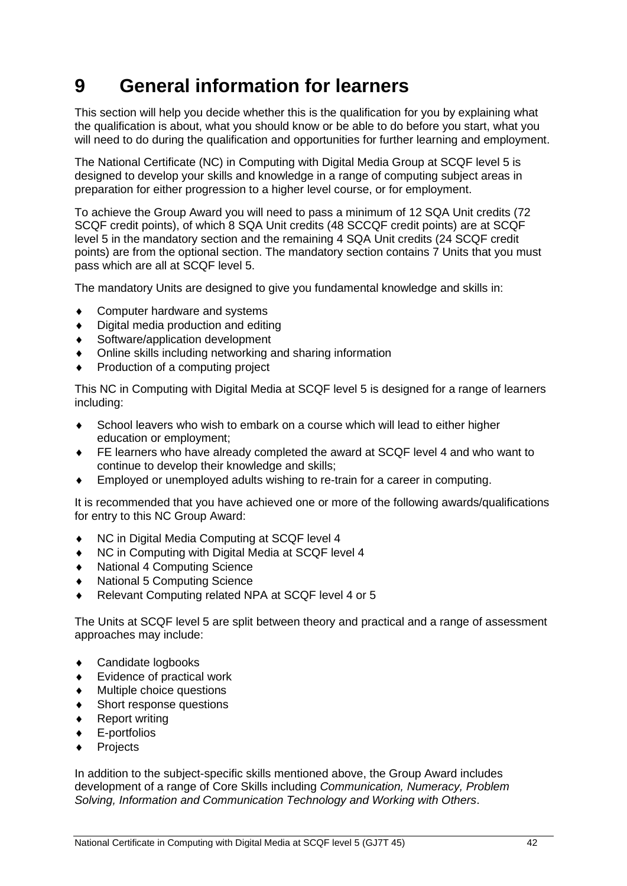# 9 General information for learners

This section will help you decide whether this is the qualification for you by explaining what the qualification is about, what you should know or be able to do before you start, what you will need to do during the qualification and opportunities for further learning and employment.

The National Certificate (NC) in Computing with Digital Media Group at SCQF level 5 is designed to develop your skills and knowledge in a range of computing subject areas in preparation for either progression to a higher level course, or for employment.

To achieve the Group Award you will need to pass a minimum of 12 SQA Unit credits (72 SCQF credit points), of which 8 SQA Unit credits (48 SCCQF credit points) are at SCQF level 5 in the mandatory section and the remaining 4 SQA Unit credits (24 SCQF credit points) are from the optional section. The mandatory section contains 7 Units that you must pass which are all at SCQF level 5.

The mandatory Units are designed to give you fundamental knowledge and skills in:

- Computer hardware and systems
- Digital media production and editing
- Software/application development
- Online skills including networking and sharing information
- Production of a computing project

This NC in Computing with Digital Media at SCQF level 5 is designed for a range of learners including:

- School leavers who wish to embark on a course which will lead to either higher education or employment;
- FE learners who have already completed the award at SCQF level 4 and who want to continue to develop their knowledge and skills;
- Employed or unemployed adults wishing to re-train for a career in computing.

It is recommended that you have achieved one or more of the following awards/qualifications for entry to this NC Group Award:

- NC in Digital Media Computing at SCQF level 4
- NC in Computing with Digital Media at SCQF level 4
- National 4 Computing Science
- National 5 Computing Science
- Relevant Computing related NPA at SCQF level 4 or 5

The Units at SCQF level 5 are split between theory and practical and a range of assessment approaches may include:

- Candidate logbooks
- Evidence of practical work
- Multiple choice questions
- Short response questions
- Report writing
- E-portfolios
- Projects

In addition to the subject-specific skills mentioned above, the Group Award includes development of a range of Core Skills including *Communication, Numeracy, Problem Solving, Information and Communication Technology and Working with Others*.